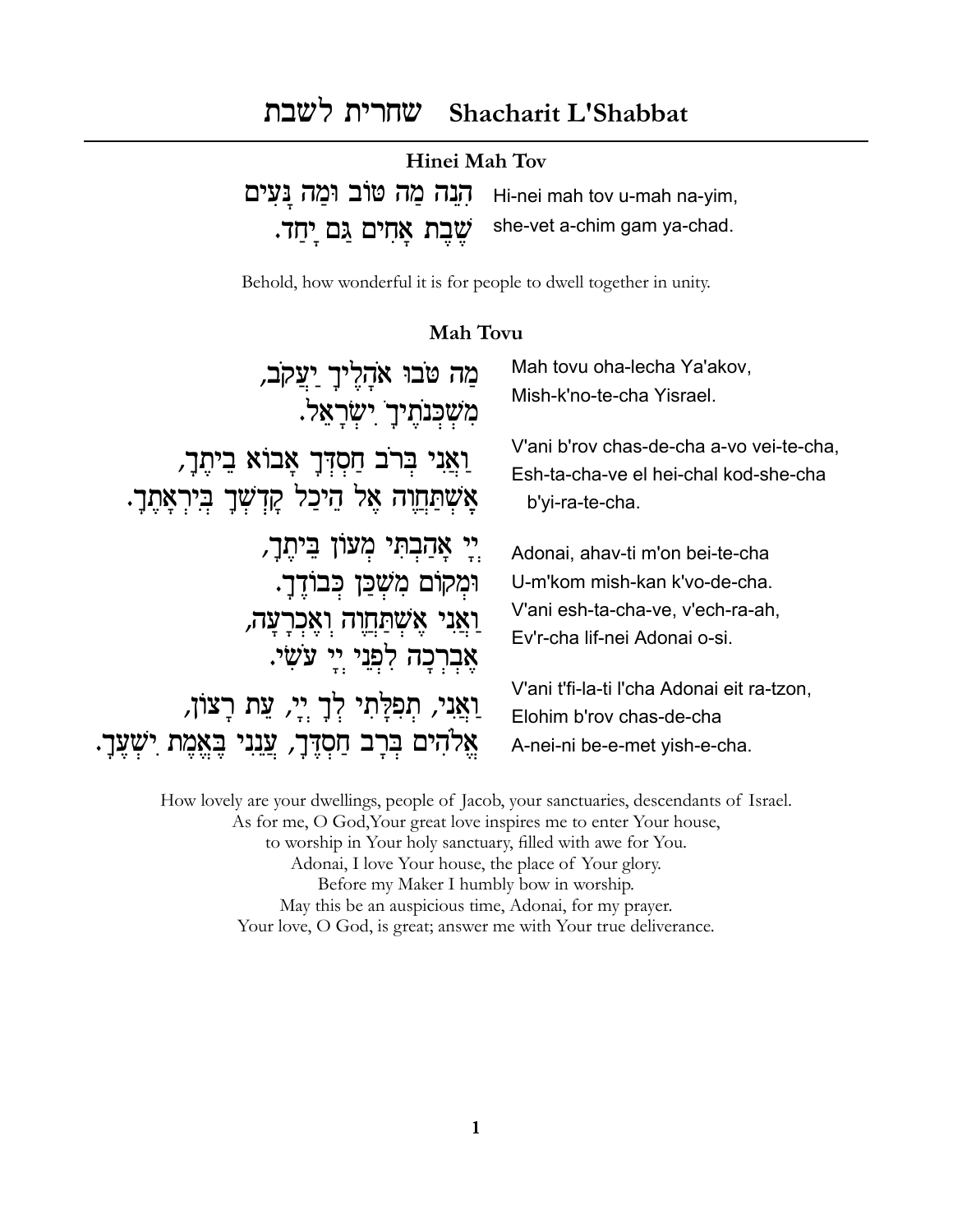# שחרית לשבת Shacharit L'Shabbat

### Hinei Mah Tov

הִנֵּה מַה טּוֹב וּמַה נָּעִים
שֶׁבֶת אַחִים גַּם יָחַד.

Hi-nei mah tov u-mah na-yim,
she-vet a-chim gam ya-chad.

Behold, how wonderful it is for people to dwell together in unity.

### Mah Tovu

מַה טֹּבוּ אֹהָלֶיךָ יַעֲקֹב,
מִשְׁכְּנֹתֶיךָ יִשְׂרָאֵל.

Mah tovu oha-lecha Ya'akov,
Mish-k'no-te-cha Yisrael.

וַאֲנִי בְּרֹב חַסְדְּךָ אָבוֹא בֵיתֶךָ,
אֶשְׁתַּחֲוֶה אֶל הֵיכַל קָדְשְׁךָ בְּיִרְאָתֶךָ.

V'ani b'rov chas-de-cha a-vo vei-te-cha,
Esh-ta-cha-ve el hei-chal kod-she-cha
b'yi-ra-te-cha.

יְיָ אָהַבְתִּי מְעוֹן בֵּיתֶךָ,
וּמְקוֹם מִשְׁכַּן כְּבוֹדֶךָ.
וַאֲנִי אֶשְׁתַּחֲוֶה וְאֶכְרָעָה,
אֶבְרְכָה לִפְנֵי יְיָ עֹשִׂי.

Adonai, ahav-ti m'on bei-te-cha
U-m'kom mish-kan k'vo-de-cha.
V'ani esh-ta-cha-ve, v'ech-ra-ah,
Ev'r-cha lif-nei Adonai o-si.

וַאֲנִי, תְפִלָּתִי לְךָ יְיָ, עֵת רָצוֹן,
אֱלֹהִים בְּרָב חַסְדֶּךָ, עֲנֵנִי בֶּאֱמֶת יִשְׁעֶךָ.

V'ani t'fi-la-ti l'cha Adonai eit ra-tzon,
Elohim b'rov chas-de-cha
A-nei-ni be-e-met yish-e-cha.

How lovely are your dwellings, people of Jacob, your sanctuaries, descendants of Israel.
As for me, O God,Your great love inspires me to enter Your house,
to worship in Your holy sanctuary, filled with awe for You.
Adonai, I love Your house, the place of Your glory.
Before my Maker I humbly bow in worship.
May this be an auspicious time, Adonai, for my prayer.
Your love, O God, is great; answer me with Your true deliverance.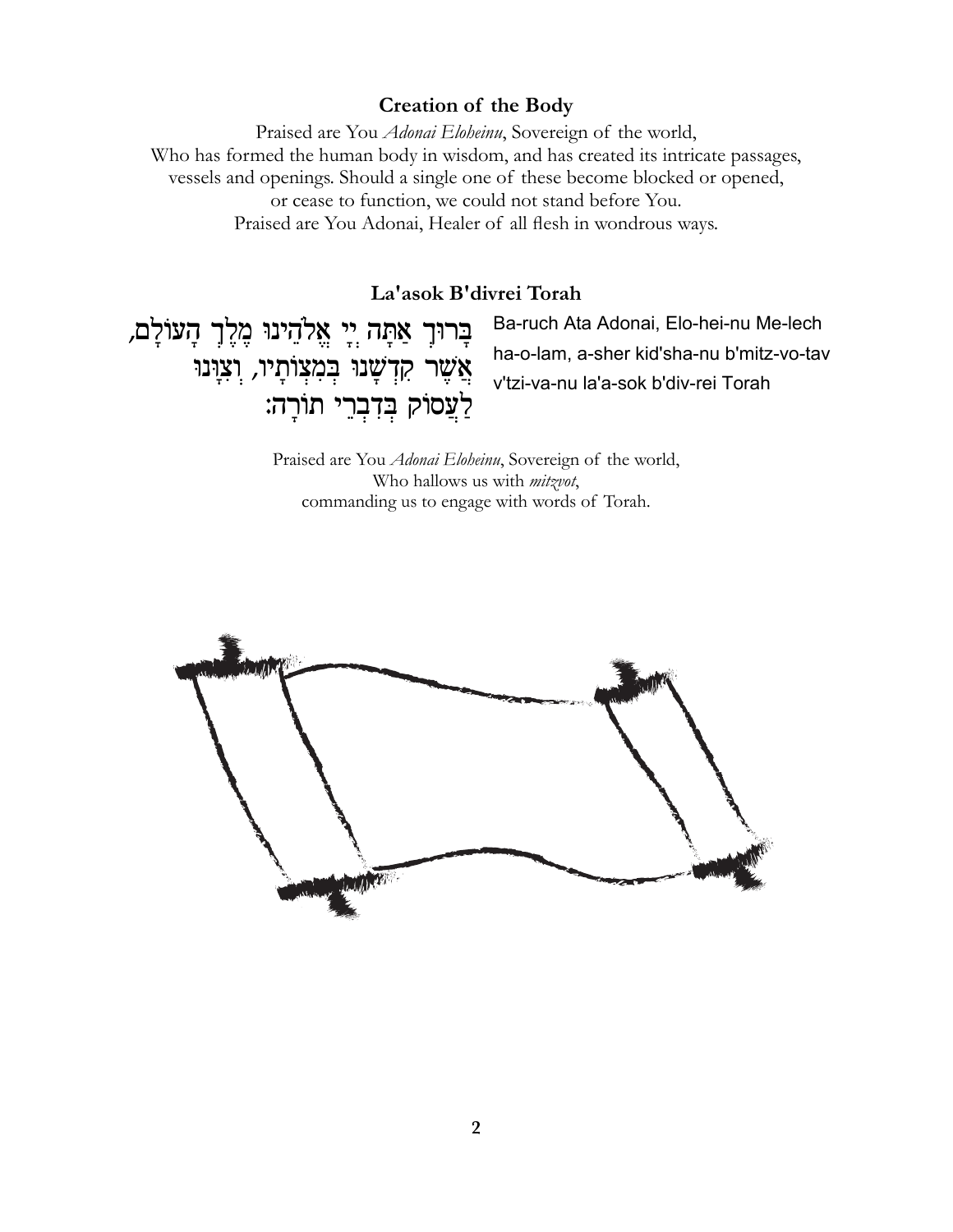**Creation of the Body**

Praised are You *Adonai Eloheinu*, Sovereign of the world,
Who has formed the human body in wisdom, and has created its intricate passages,
vessels and openings. Should a single one of these become blocked or opened,
or cease to function, we could not stand before You.
Praised are You Adonai, Healer of all flesh in wondrous ways.

**La'asok B'divrei Torah**

בָּרוּךְ אַתָּה יְיָ אֱלֹהֵינוּ מֶלֶךְ הָעוֹלָם,
אֲשֶׁר קִדְּשָׁנוּ בְּמִצְוֹתָיו, וְצִוָּנוּ
לַעֲסוֹק בְּדִבְרֵי תוֹרָה:

Ba-ruch Ata Adonai, Elo-hei-nu Me-lech
ha-o-lam, a-sher kid'sha-nu b'mitz-vo-tav
v'tzi-va-nu la'a-sok b'div-rei Torah

Praised are You *Adonai Eloheinu*, Sovereign of the world,
Who hallows us with *mitzvot*,
commanding us to engage with words of Torah.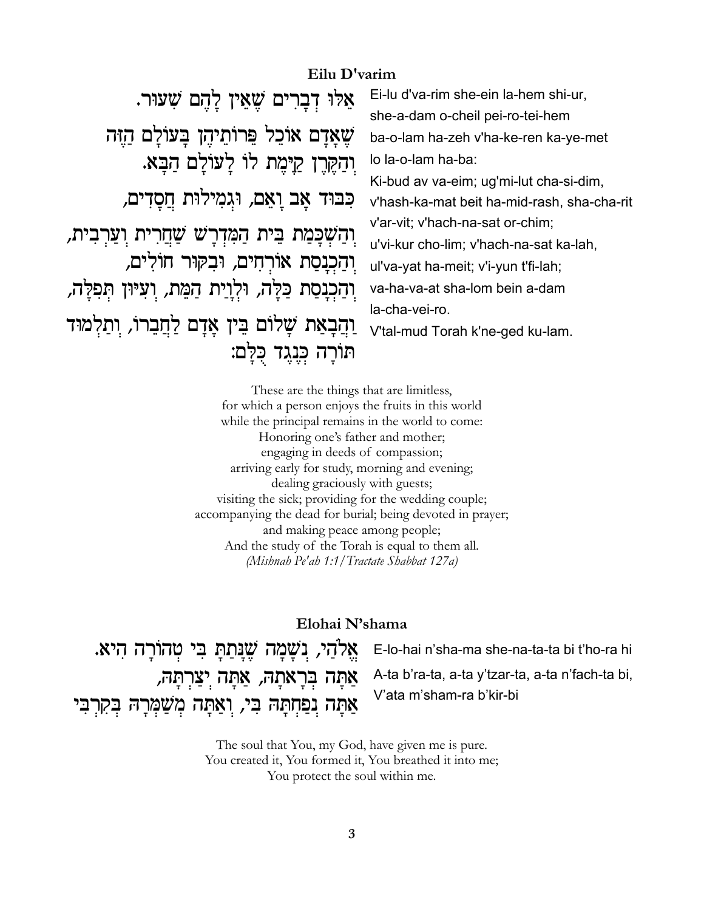## Eilu D'varim

אֵלּוּ דְבָרִים שֶׁאֵין לָהֶם שִׁעוּר.
שֶׁאָדָם אוֹכֵל פֵּרוֹתֵיהֶן בָּעוֹלָם הַזֶּה
וְהַקֶּרֶן קַיֶּמֶת לוֹ לָעוֹלָם הַבָּא.
כִּבּוּד אָב וָאֵם, וּגְמִילוּת חֲסָדִים,
וְהַשְׁכָּמַת בֵּית הַמִּדְרָשׁ שַׁחֲרִית וְעַרְבִית,
וְהַכְנָסַת אוֹרְחִים, וּבִקּוּר חוֹלִים,
וְהַכְנָסַת כַּלָּה, וּלְוָיַת הַמֵּת, וְעִיּוּן תְּפִלָּה,
וַהֲבָאַת שָׁלוֹם בֵּין אָדָם לַחֲבֵרוֹ, וְתַלְמוּד
תּוֹרָה כְּנֶגֶד כֻּלָּם:

Ei-lu d'va-rim she-ein la-hem shi-ur,
she-a-dam o-cheil pei-ro-tei-hem
ba-o-lam ha-zeh v'ha-ke-ren ka-ye-met
lo la-o-lam ha-ba:
Ki-bud av va-eim; ug'mi-lut cha-si-dim,
v'hash-ka-mat beit ha-mid-rash, sha-cha-rit
v'ar-vit; v'hach-na-sat or-chim;
u'vi-kur cho-lim; v'hach-na-sat ka-lah,
ul'va-yat ha-meit; v'i-yun t'fi-lah;
va-ha-va-at sha-lom bein a-dam
la-cha-vei-ro.
V'tal-mud Torah k'ne-ged ku-lam.

These are the things that are limitless,
for which a person enjoys the fruits in this world
while the principal remains in the world to come:
Honoring one's father and mother;
engaging in deeds of compassion;
arriving early for study, morning and evening;
dealing graciously with guests;
visiting the sick; providing for the wedding couple;
accompanying the dead for burial; being devoted in prayer;
and making peace among people;
And the study of the Torah is equal to them all.
*(Mishnah Pe'ah 1:1/Tractate Shabbat 127a)*

## Elohai N'shama

אֱלֹהַי, נְשָׁמָה שֶׁנָּתַתָּ בִּי טְהוֹרָה הִיא.
אַתָּה בְרָאתָהּ, אַתָּה יְצַרְתָּהּ,
אַתָּה נְפַחְתָּהּ בִּי, וְאַתָּה מְשַׁמְּרָהּ בְּקִרְבִּי

E-lo-hai n'sha-ma she-na-ta-ta bi t'ho-ra hi
A-ta b'ra-ta, a-ta y'tzar-ta, a-ta n'fach-ta bi,
V'ata m'sham-ra b'kir-bi

The soul that You, my God, have given me is pure.
You created it, You formed it, You breathed it into me;
You protect the soul within me.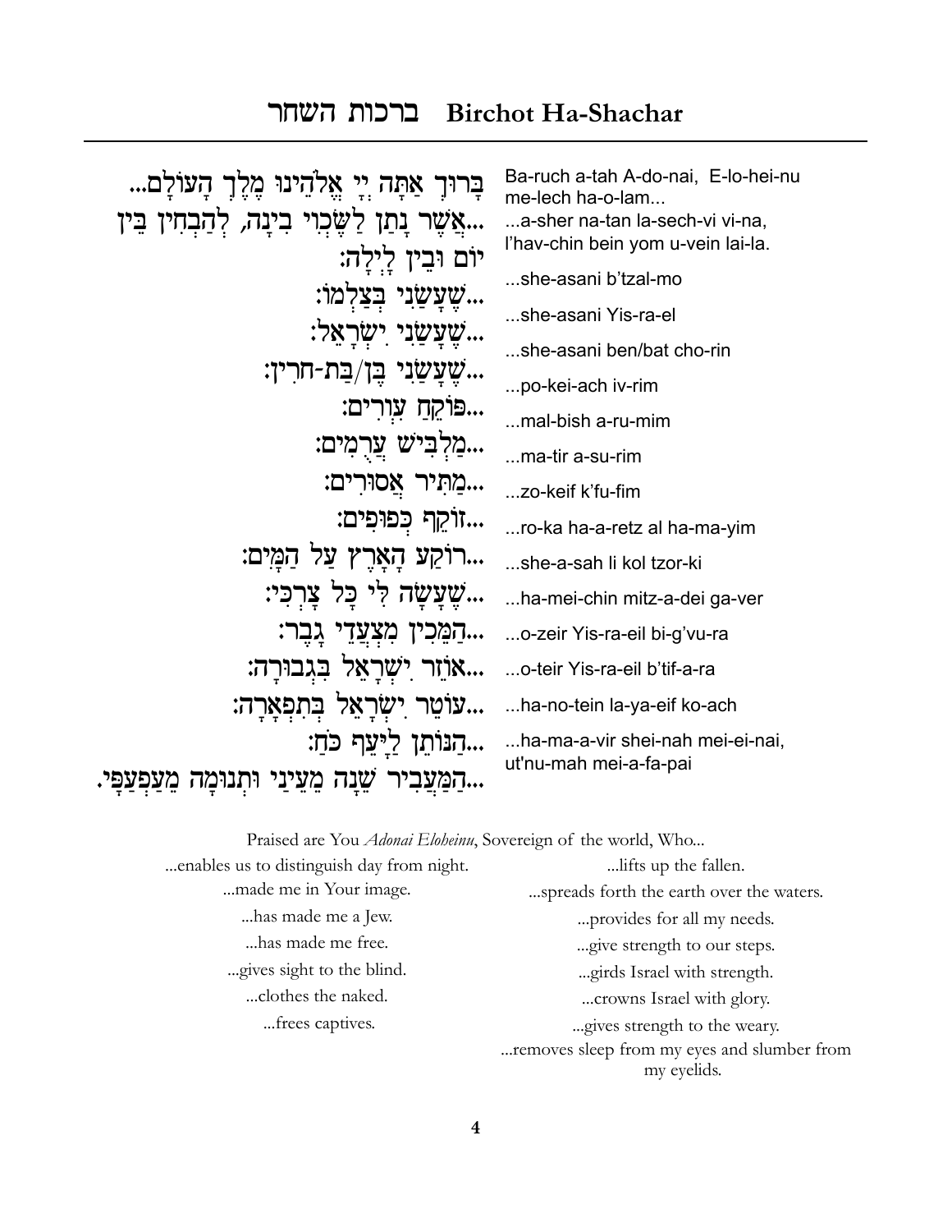# ברכות השחר Birchot Ha-Shachar

בָּרוּךְ אַתָּה יְיָ אֱלֹהֵינוּ מֶלֶךְ הָעוֹלָם...
...אֲשֶׁר נָתַן לַשֶּׂכְוִי בִינָה, לְהַבְחִין בֵּין יוֹם וּבֵין לָיְלָה:
...שֶׁעָשַׂנִי בְּצַלְמוֹ:
...שֶׁעָשַׂנִי יִשְׂרָאֵל:
...שֶׁעָשַׂנִי בֶּן/בַּת-חוֹרִין:
...פּוֹקֵחַ עִוְרִים:
...מַלְבִּישׁ עֲרֻמִּים:
...מַתִּיר אֲסוּרִים:
...זוֹקֵף כְּפוּפִים:
...רוֹקַע הָאָרֶץ עַל הַמָּיִם:
...שֶׁעָשָׂה לִּי כָּל צָרְכִּי:
...הַמֵּכִין מִצְעֲדֵי גָבֶר:
...אוֹזֵר יִשְׂרָאֵל בִּגְבוּרָה:
...עוֹטֵר יִשְׂרָאֵל בְּתִפְאָרָה:
...הַנּוֹתֵן לַיָּעֵף כֹּחַ:
...הַמַּעֲבִיר שֵׁנָה מֵעֵינַי וּתְנוּמָה מֵעַפְעַפָּי.

Ba-ruch a-tah A-do-nai, E-lo-hei-nu me-lech ha-o-lam...
...a-sher na-tan la-sech-vi vi-na, l'hav-chin bein yom u-vein lai-la.
...she-asani b'tzal-mo
...she-asani Yis-ra-el
...she-asani ben/bat cho-rin
...po-kei-ach iv-rim
...mal-bish a-ru-mim
...ma-tir a-su-rim
...zo-keif k'fu-fim
...ro-ka ha-a-retz al ha-ma-yim
...she-a-sah li kol tzor-ki
...ha-mei-chin mitz-a-dei ga-ver
...o-zeir Yis-ra-eil bi-g'vu-ra
...o-teir Yis-ra-eil b'tif-a-ra
...ha-no-tein la-ya-eif ko-ach
...ha-ma-a-vir shei-nah mei-ei-nai, ut'nu-mah mei-a-fa-pai

Praised are You *Adonai Eloheinu*, Sovereign of the world, Who...

...enables us to distinguish day from night.
...made me in Your image.
...has made me a Jew.
...has made me free.
...gives sight to the blind.
...clothes the naked.
...frees captives.
...lifts up the fallen.
...spreads forth the earth over the waters.
...provides for all my needs.
...give strength to our steps.
...girds Israel with strength.
...crowns Israel with glory.
...gives strength to the weary.
...removes sleep from my eyes and slumber from my eyelids.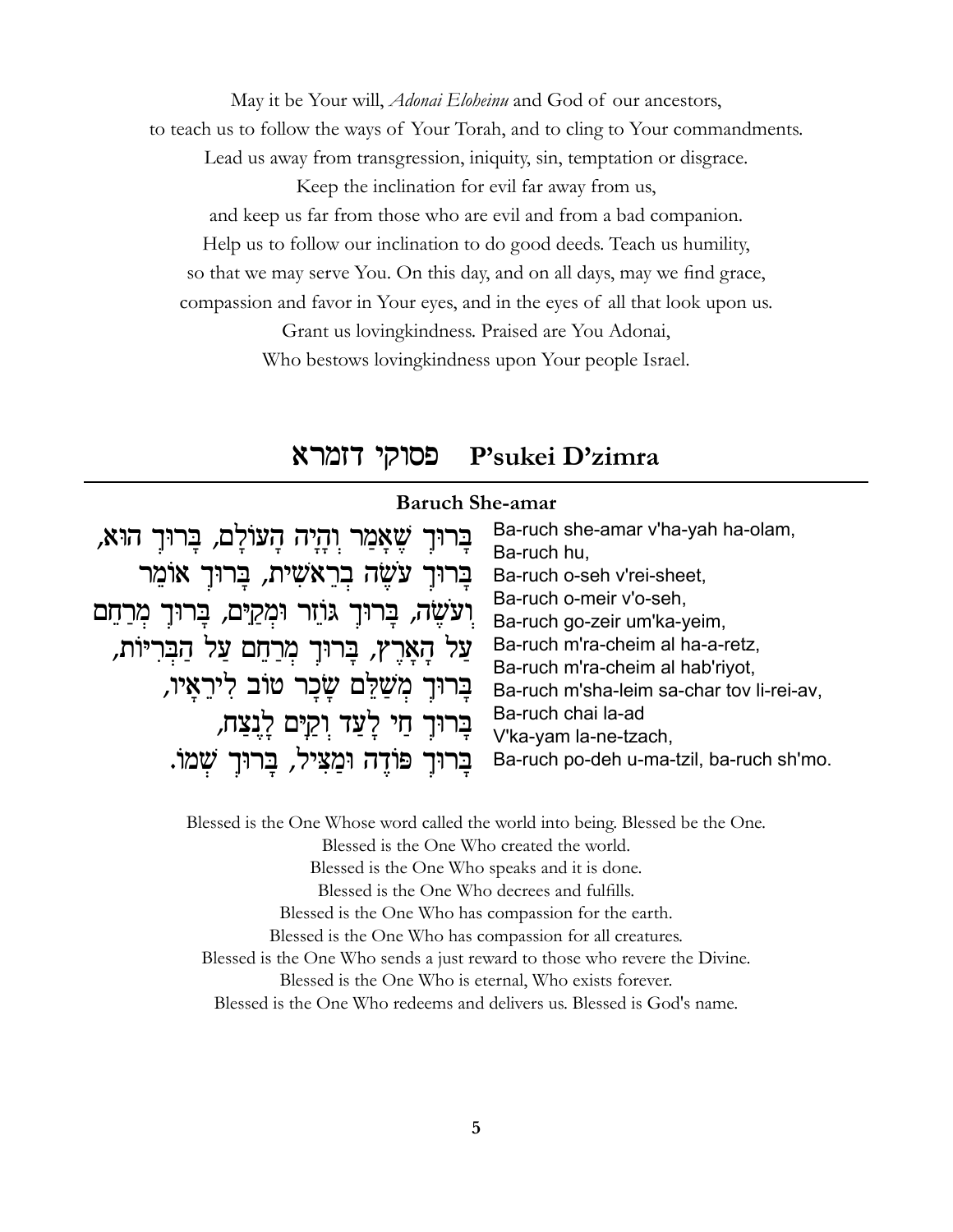May it be Your will, *Adonai Eloheinu* and God of our ancestors,
to teach us to follow the ways of Your Torah, and to cling to Your commandments.
Lead us away from transgression, iniquity, sin, temptation or disgrace.
Keep the inclination for evil far away from us,
and keep us far from those who are evil and from a bad companion.
Help us to follow our inclination to do good deeds. Teach us humility,
so that we may serve You. On this day, and on all days, may we find grace,
compassion and favor in Your eyes, and in the eyes of all that look upon us.
Grant us lovingkindness. Praised are You Adonai,
Who bestows lovingkindness upon Your people Israel.

## פסוקי דזמרא P'sukei D'zimra

### Baruch She-amar

בָּרוּךְ שֶׁאָמַר וְהָיָה הָעוֹלָם, בָּרוּךְ הוּא,
בָּרוּךְ עֹשֶׂה בְרֵאשִׁית, בָּרוּךְ אוֹמֵר
וְעֹשֶׂה, בָּרוּךְ גּוֹזֵר וּמְקַיֵּם, בָּרוּךְ מְרַחֵם
עַל הָאָרֶץ, בָּרוּךְ מְרַחֵם עַל הַבְּרִיּוֹת,
בָּרוּךְ מְשַׁלֵּם שָׂכָר טוֹב לִירֵאָיו,
בָּרוּךְ חַי לָעַד וְקַיָּם לָנֶצַח,
בָּרוּךְ פּוֹדֶה וּמַצִּיל, בָּרוּךְ שְׁמוֹ.

Ba-ruch she-amar v'ha-yah ha-olam,
Ba-ruch hu,
Ba-ruch o-seh v'rei-sheet,
Ba-ruch o-meir v'o-seh,
Ba-ruch go-zeir um'ka-yeim,
Ba-ruch m'ra-cheim al ha-a-retz,
Ba-ruch m'ra-cheim al hab'riyot,
Ba-ruch m'sha-leim sa-char tov li-rei-av,
Ba-ruch chai la-ad
V'ka-yam la-ne-tzach,
Ba-ruch po-deh u-ma-tzil, ba-ruch sh'mo.

Blessed is the One Whose word called the world into being. Blessed be the One.
Blessed is the One Who created the world.
Blessed is the One Who speaks and it is done.
Blessed is the One Who decrees and fulfills.
Blessed is the One Who has compassion for the earth.
Blessed is the One Who has compassion for all creatures.
Blessed is the One Who sends a just reward to those who revere the Divine.
Blessed is the One Who is eternal, Who exists forever.
Blessed is the One Who redeems and delivers us. Blessed is God's name.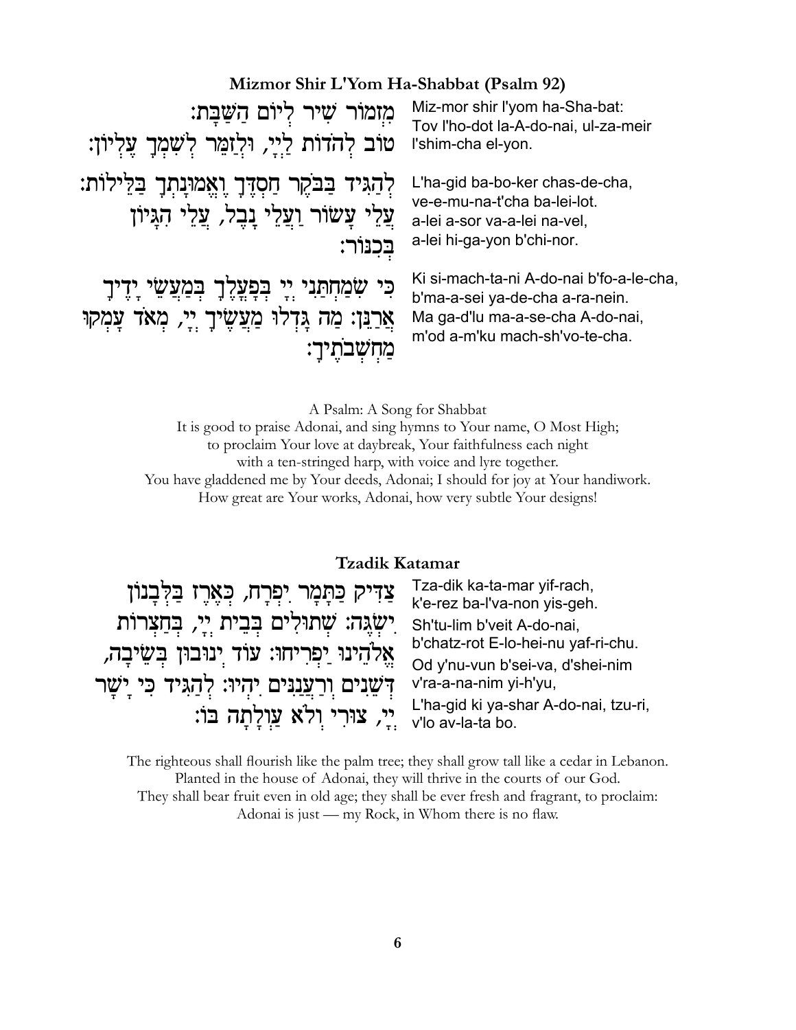## Mizmor Shir L'Yom Ha-Shabbat (Psalm 92)

מִזְמוֹר שִׁיר לְיוֹם הַשַּׁבָּת: טוֹב לְהֹדוֹת לַיְיָ, וּלְזַמֵּר לְשִׁמְךָ עֶלְיוֹן:

Miz-mor shir l'yom ha-Sha-bat:
Tov l'ho-dot la-A-do-nai, ul-za-meir l'shim-cha el-yon.

לְהַגִּיד בַּבֹּקֶר חַסְדֶּךָ וֶאֱמוּנָתְךָ בַּלֵּילוֹת: עֲלֵי עָשׂוֹר וַעֲלֵי נָבֶל, עֲלֵי הִגָּיוֹן בְּכִנּוֹר:

L'ha-gid ba-bo-ker chas-de-cha,
ve-e-mu-na-t'cha ba-lei-lot.
a-lei a-sor va-a-lei na-vel,
a-lei hi-ga-yon b'chi-nor.

כִּי שִׂמַּחְתַּנִי יְיָ בְּפָעֳלֶךָ בְּמַעֲשֵׂי יָדֶיךָ אֲרַנֵּן: מַה גָּדְלוּ מַעֲשֶׂיךָ יְיָ, מְאֹד עָמְקוּ מַחְשְׁבֹתֶיךָ:

Ki si-mach-ta-ni A-do-nai b'fo-a-le-cha,
b'ma-a-sei ya-de-cha a-ra-nein.
Ma ga-d'lu ma-a-se-cha A-do-nai,
m'od a-m'ku mach-sh'vo-te-cha.

A Psalm: A Song for Shabbat
It is good to praise Adonai, and sing hymns to Your name, O Most High;
to proclaim Your love at daybreak, Your faithfulness each night
with a ten-stringed harp, with voice and lyre together.
You have gladdened me by Your deeds, Adonai; I should for joy at Your handiwork.
How great are Your works, Adonai, how very subtle Your designs!

## Tzadik Katamar

צַדִּיק כַּתָּמָר יִפְרָח, כְּאֶרֶז בַּלְּבָנוֹן יִשְׂגֶּה: שְׁתוּלִים בְּבֵית יְיָ, בְּחַצְרוֹת אֱלֹהֵינוּ יַפְרִיחוּ: עוֹד יְנוּבוּן בְּשֵׂיבָה, דְּשֵׁנִים וְרַעֲנַנִּים יִהְיוּ: לְהַגִּיד כִּי יָשָׁר יְיָ, צוּרִי וְלֹא עַוְלָתָה בּוֹ:

Tza-dik ka-ta-mar yif-rach,
k'e-rez ba-l'va-non yis-geh.
Sh'tu-lim b'veit A-do-nai,
b'chatz-rot E-lo-hei-nu yaf-ri-chu.
Od y'nu-vun b'sei-va, d'shei-nim
v'ra-a-na-nim yi-h'yu,
L'ha-gid ki ya-shar A-do-nai, tzu-ri,
v'lo av-la-ta bo.

The righteous shall flourish like the palm tree; they shall grow tall like a cedar in Lebanon.
Planted in the house of Adonai, they will thrive in the courts of our God.
They shall bear fruit even in old age; they shall be ever fresh and fragrant, to proclaim:
Adonai is just — my Rock, in Whom there is no flaw.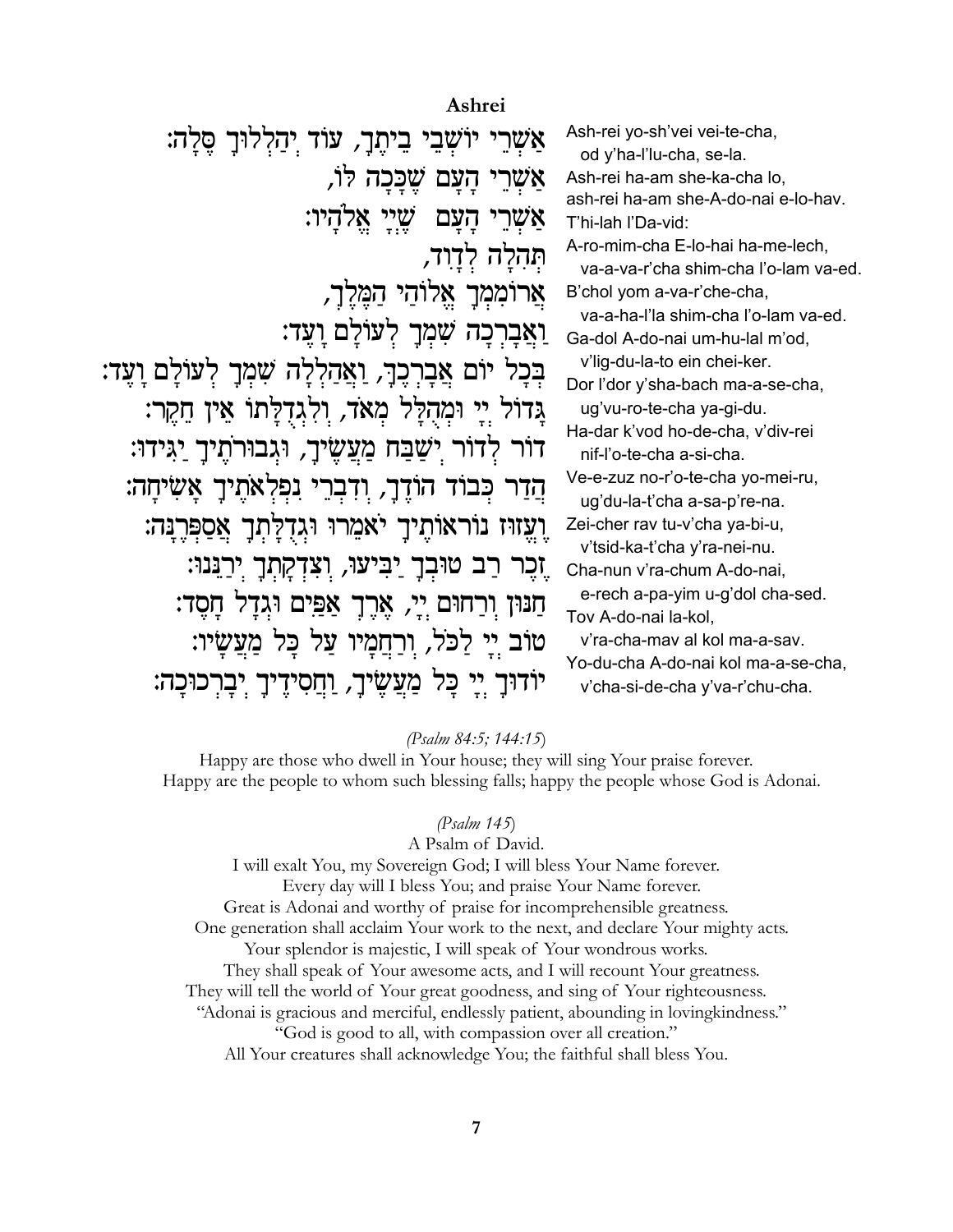## Ashrei

אַשְׁרֵי יוֹשְׁבֵי בֵיתֶךָ, עוֹד יְהַלְלוּךָ סֶּלָה:
אַשְׁרֵי הָעָם שֶׁכָּכָה לּוֹ,
אַשְׁרֵי הָעָם שֶׁיְיָ אֱלֹהָיו:
תְּהִלָּה לְדָוִד,
אֲרוֹמִמְךָ אֱלוֹהַי הַמֶּלֶךְ,
וַאֲבָרְכָה שִׁמְךָ לְעוֹלָם וָעֶד:
בְּכָל יוֹם אֲבָרְכֶךָּ, וַאֲהַלְלָה שִׁמְךָ לְעוֹלָם וָעֶד:
גָּדוֹל יְיָ וּמְהֻלָּל מְאֹד, וְלִגְדֻלָּתוֹ אֵין חֵקֶר:
דּוֹר לְדוֹר יְשַׁבַּח מַעֲשֶׂיךָ, וּגְבוּרֹתֶיךָ יַגִּידוּ:
הֲדַר כְּבוֹד הוֹדֶךָ, וְדִבְרֵי נִפְלְאֹתֶיךָ אָשִׂיחָה:
וֶעֱזוּז נוֹרְאוֹתֶיךָ יֹאמֵרוּ וּגְדֻלָּתְךָ אֲסַפְּרֶנָּה:
זֵכֶר רַב טוּבְךָ יַבִּיעוּ, וְצִדְקָתְךָ יְרַנֵּנוּ:
חַנּוּן וְרַחוּם יְיָ, אֶרֶךְ אַפַּיִם וּגְדָל חָסֶד:
טוֹב יְיָ לַכֹּל, וְרַחֲמָיו עַל כָּל מַעֲשָׂיו:
יוֹדוּךָ יְיָ כָּל מַעֲשֶׂיךָ, וַחֲסִידֶיךָ יְבָרְכוּכָה:

Ash-rei yo-sh'vei vei-te-cha,
od y'ha-l'lu-cha, se-la.
Ash-rei ha-am she-ka-cha lo,
ash-rei ha-am she-A-do-nai e-lo-hav.
T'hi-lah l'Da-vid:
A-ro-mim-cha E-lo-hai ha-me-lech,
va-a-va-r'cha shim-cha l'o-lam va-ed.
B'chol yom a-va-r'che-cha,
va-a-ha-l'la shim-cha l'o-lam va-ed.
Ga-dol A-do-nai um-hu-lal m'od,
v'lig-du-la-to ein chei-ker.
Dor l'dor y'sha-bach ma-a-se-cha,
ug'vu-ro-te-cha ya-gi-du.
Ha-dar k'vod ho-de-cha, v'div-rei
nif-l'o-te-cha a-si-cha.
Ve-e-zuz no-r'o-te-cha yo-mei-ru,
ug'du-la-t'cha a-sa-p're-na.
Zei-cher rav tu-v'cha ya-bi-u,
v'tsid-ka-t'cha y'ra-nei-nu.
Cha-nun v'ra-chum A-do-nai,
e-rech a-pa-yim u-g'dol cha-sed.
Tov A-do-nai la-kol,
v'ra-cha-mav al kol ma-a-sav.
Yo-du-cha A-do-nai kol ma-a-se-cha,
v'cha-si-de-cha y'va-r'chu-cha.

*(Psalm 84:5; 144:15*)

Happy are those who dwell in Your house; they will sing Your praise forever.
Happy are the people to whom such blessing falls; happy the people whose God is Adonai.

*(Psalm 145*)

A Psalm of David.
I will exalt You, my Sovereign God; I will bless Your Name forever.
Every day will I bless You; and praise Your Name forever.
Great is Adonai and worthy of praise for incomprehensible greatness.
One generation shall acclaim Your work to the next, and declare Your mighty acts.
Your splendor is majestic, I will speak of Your wondrous works.
They shall speak of Your awesome acts, and I will recount Your greatness.
They will tell the world of Your great goodness, and sing of Your righteousness.
"Adonai is gracious and merciful, endlessly patient, abounding in lovingkindness."
"God is good to all, with compassion over all creation."
All Your creatures shall acknowledge You; the faithful shall bless You.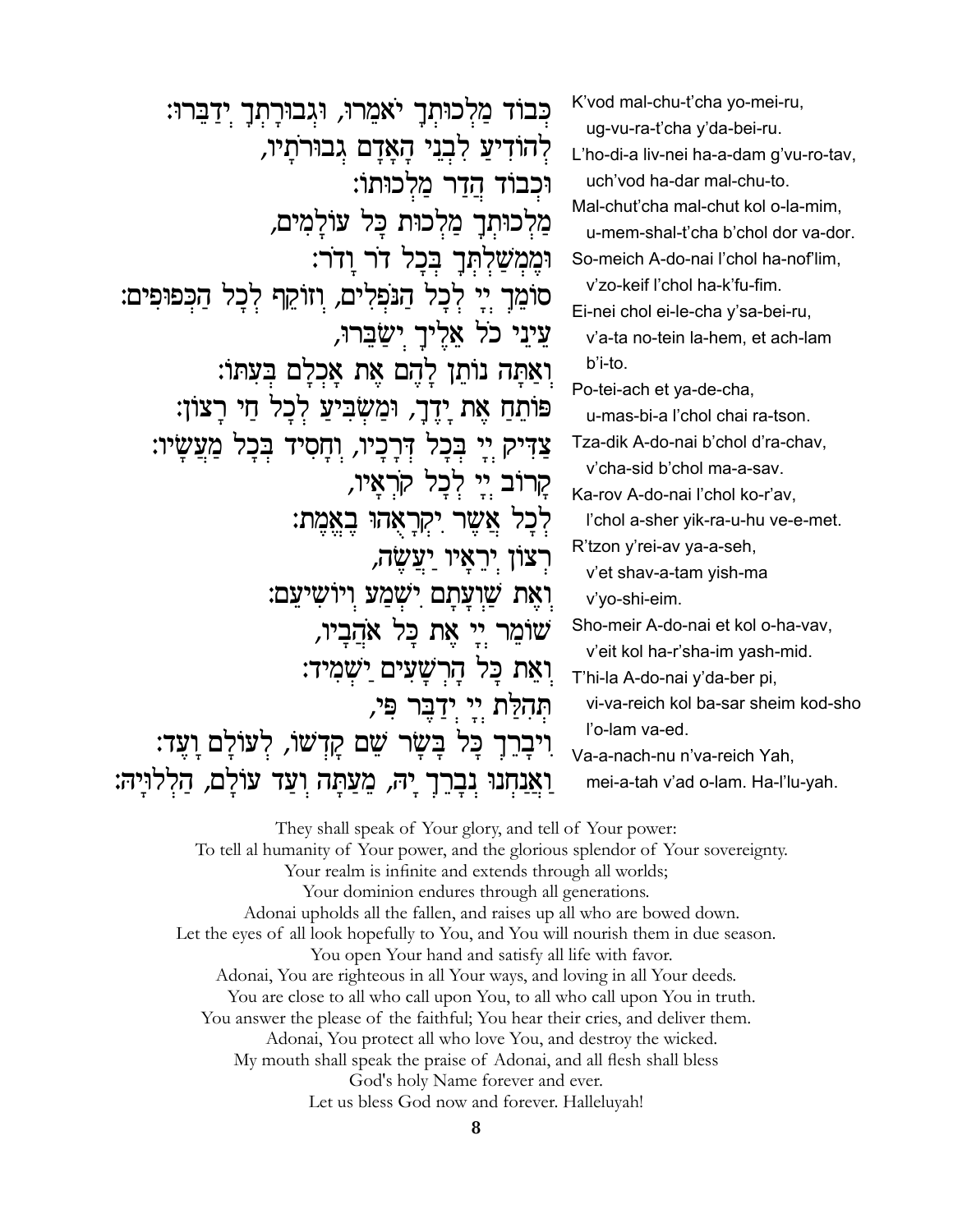כְּבוֹד מַלְכוּתְךָ יֹאמֵרוּ, וּגְבוּרָתְךָ יְדַבֵּרוּ:
לְהוֹדִיעַ לִבְנֵי הָאָדָם גְּבוּרֹתָיו,
וּכְבוֹד הֲדַר מַלְכוּתוֹ:
מַלְכוּתְךָ מַלְכוּת כָּל עוֹלָמִים,
וּמֶמְשַׁלְתְּךָ בְּכָל דּוֹר וָדֹר:
סוֹמֵךְ יְיָ לְכָל הַנֹּפְלִים, וְזוֹקֵף לְכָל הַכְּפוּפִים:
עֵינֵי כֹל אֵלֶיךָ יְשַׂבֵּרוּ,
וְאַתָּה נוֹתֵן לָהֶם אֶת אָכְלָם בְּעִתּוֹ:
פּוֹתֵחַ אֶת יָדֶךָ, וּמַשְׂבִּיעַ לְכָל חַי רָצוֹן:
צַדִּיק יְיָ בְּכָל דְּרָכָיו, וְחָסִיד בְּכָל מַעֲשָׂיו:
קָרוֹב יְיָ לְכָל קֹרְאָיו,
לְכֹל אֲשֶׁר יִקְרָאֻהוּ בֶאֱמֶת:
רְצוֹן יְרֵאָיו יַעֲשֶׂה,
וְאֶת שַׁוְעָתָם יִשְׁמַע וְיוֹשִׁיעֵם:
שׁוֹמֵר יְיָ אֶת כָּל אֹהֲבָיו,
וְאֵת כָּל הָרְשָׁעִים יַשְׁמִיד:
תְּהִלַּת יְיָ יְדַבֶּר פִּי,
וִיבָרֵךְ כָּל בָּשָׂר שֵׁם קָדְשׁוֹ, לְעוֹלָם וָעֶד:
וַאֲנַחְנוּ נְבָרֵךְ יָהּ, מֵעַתָּה וְעַד עוֹלָם, הַלְלוּיָהּ:

K'vod mal-chu-t'cha yo-mei-ru,
ug-vu-ra-t'cha y'da-bei-ru.
L'ho-di-a liv-nei ha-a-dam g'vu-ro-tav,
uch'vod ha-dar mal-chu-to.
Mal-chut'cha mal-chut kol o-la-mim,
u-mem-shal-t'cha b'chol dor va-dor.
So-meich A-do-nai l'chol ha-nof'lim,
v'zo-keif l'chol ha-k'fu-fim.
Ei-nei chol ei-le-cha y'sa-bei-ru,
v'a-ta no-tein la-hem, et ach-lam b'i-to.
Po-tei-ach et ya-de-cha,
u-mas-bi-a l'chol chai ra-tson.
Tza-dik A-do-nai b'chol d'ra-chav,
v'cha-sid b'chol ma-a-sav.
Ka-rov A-do-nai l'chol ko-r'av,
l'chol a-sher yik-ra-u-hu ve-e-met.
R'tzon y'rei-av ya-a-seh,
v'et shav-a-tam yish-ma v'yo-shi-eim.
Sho-meir A-do-nai et kol o-ha-vav,
v'eit kol ha-r'sha-im yash-mid.
T'hi-la A-do-nai y'da-ber pi,
vi-va-reich kol ba-sar sheim kod-sho l'o-lam va-ed.
Va-a-nach-nu n'va-reich Yah,
mei-a-tah v'ad o-lam. Ha-l'lu-yah.

They shall speak of Your glory, and tell of Your power:
To tell al humanity of Your power, and the glorious splendor of Your sovereignty.
Your realm is infinite and extends through all worlds;
Your dominion endures through all generations.
Adonai upholds all the fallen, and raises up all who are bowed down.
Let the eyes of all look hopefully to You, and You will nourish them in due season.
You open Your hand and satisfy all life with favor.
Adonai, You are righteous in all Your ways, and loving in all Your deeds.
You are close to all who call upon You, to all who call upon You in truth.
You answer the please of the faithful; You hear their cries, and deliver them.
Adonai, You protect all who love You, and destroy the wicked.
My mouth shall speak the praise of Adonai, and all flesh shall bless
God's holy Name forever and ever.
Let us bless God now and forever. Halleluyah!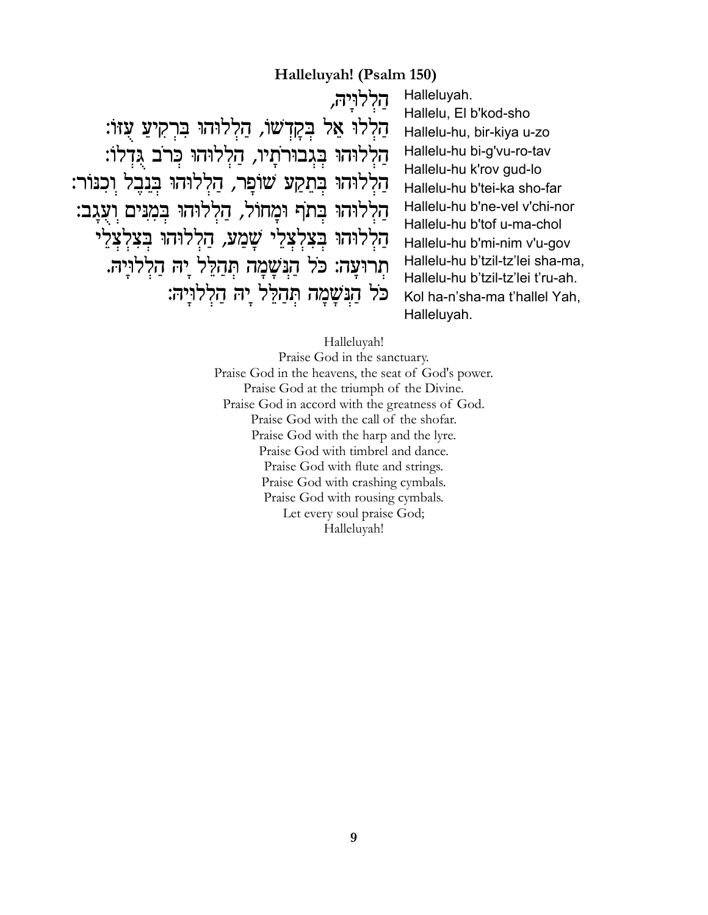**Halleluyah! (Psalm 150)**

הַלְלוּיָהּ,
הַלְלוּ אֵל בְּקָדְשׁוֹ, הַלְלוּהוּ בִּרְקִיעַ עֻזּוֹ:
הַלְלוּהוּ בִגְבוּרֹתָיו, הַלְלוּהוּ כְּרֹב גֻּדְלוֹ:
הַלְלוּהוּ בְּתֵקַע שׁוֹפָר, הַלְלוּהוּ בְּנֵבֶל וְכִנּוֹר:
הַלְלוּהוּ בְתֹף וּמָחוֹל, הַלְלוּהוּ בְּמִנִּים וְעֻגָב:
הַלְלוּהוּ בְצִלְצְלֵי שָׁמַע, הַלְלוּהוּ בְּצִלְצְלֵי
תְרוּעָה: כֹּל הַנְּשָׁמָה תְּהַלֵּל יָהּ הַלְלוּיָהּ.
כֹּל הַנְּשָׁמָה תְּהַלֵּל יָהּ הַלְלוּיָהּ:

Halleluyah.
Hallelu, El b'kod-sho
Hallelu-hu, bir-kiya u-zo
Hallelu-hu bi-g'vu-ro-tav
Hallelu-hu k'rov gud-lo
Hallelu-hu b'tei-ka sho-far
Hallelu-hu b'ne-vel v'chi-nor
Hallelu-hu b'tof u-ma-chol
Hallelu-hu b'mi-nim v'u-gov
Hallelu-hu b'tzil-tz'lei sha-ma,
Hallelu-hu b'tzil-tz'lei t'ru-ah.
Kol ha-n'sha-ma t'hallel Yah,
Halleluyah.

Halleluyah!
Praise God in the sanctuary.
Praise God in the heavens, the seat of God's power.
Praise God at the triumph of the Divine.
Praise God in accord with the greatness of God.
Praise God with the call of the shofar.
Praise God with the harp and the lyre.
Praise God with timbrel and dance.
Praise God with flute and strings.
Praise God with crashing cymbals.
Praise God with rousing cymbals.
Let every soul praise God;
Halleluyah!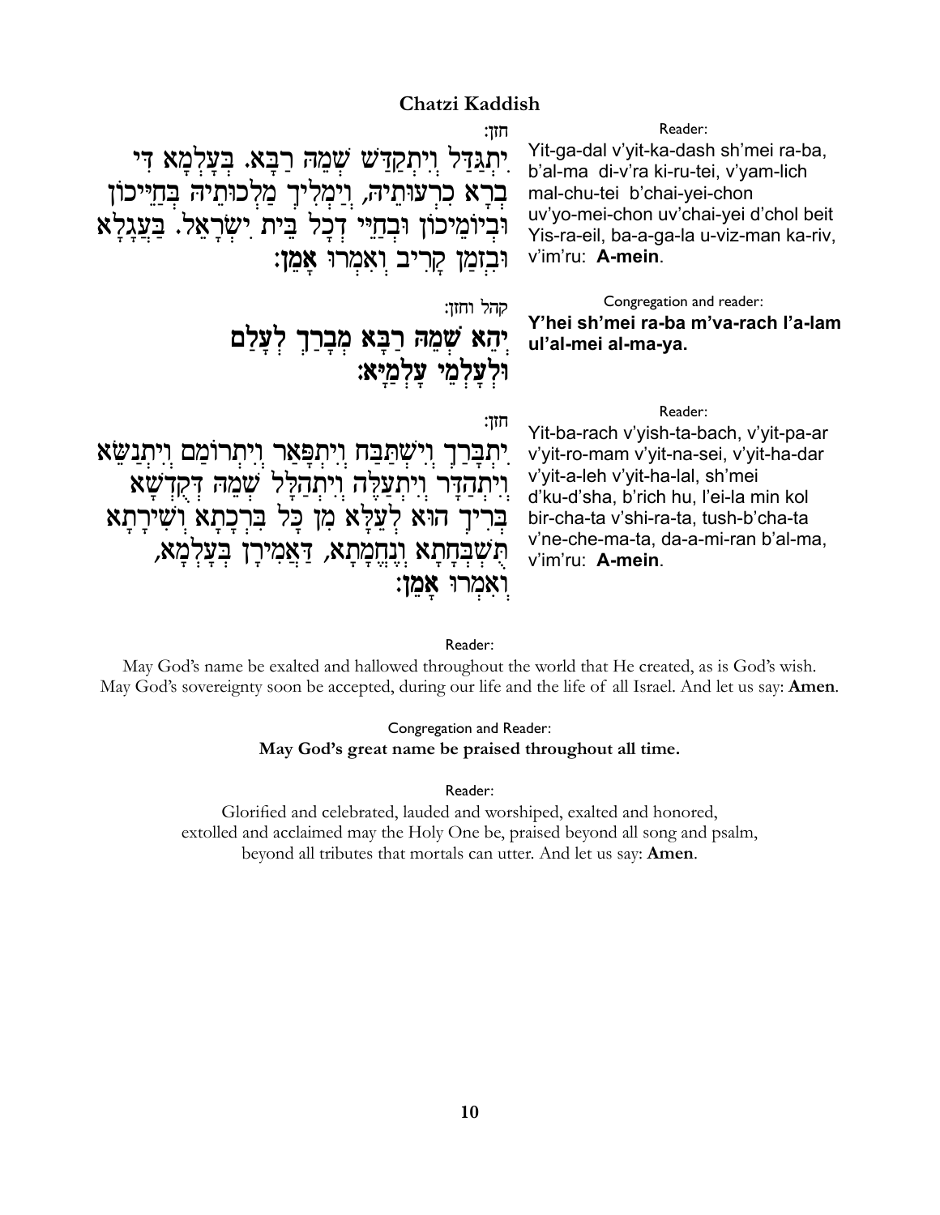## Chatzi Kaddish

חזן:

יִתְגַּדַּל וְיִתְקַדַּשׁ שְׁמֵהּ רַבָּא. בְּעָלְמָא דִּי בְרָא כִרְעוּתֵיהּ, וְיַמְלִיךְ מַלְכוּתֵיהּ בְּחַיֵּיכוֹן וּבְיוֹמֵיכוֹן וּבְחַיֵּי דְכָל בֵּית יִשְׂרָאֵל. בַּעֲגָלָא וּבִזְמַן קָרִיב וְאִמְרוּ **אָמֵן:**

Reader:

Yit-ga-dal v'yit-ka-dash sh'mei ra-ba, b'al-ma di-v'ra ki-ru-tei, v'yam-lich mal-chu-tei b'chai-yei-chon uv'yo-mei-chon uv'chai-yei d'chol beit Yis-ra-eil, ba-a-ga-la u-viz-man ka-riv, v'im'ru: **A-mein**.

קהל וחזן:

**יְהֵא שְׁמֵהּ רַבָּא מְבָרַךְ לְעָלַם וּלְעָלְמֵי עָלְמַיָּא:**

Congregation and reader:

**Y'hei sh'mei ra-ba m'va-rach l'a-lam ul'al-mei al-ma-ya.**

חזן:

יִתְבָּרַךְ וְיִשְׁתַּבַּח וְיִתְפָּאַר וְיִתְרוֹמַם וְיִתְנַשֵּׂא וְיִתְהַדָּר וְיִתְעַלֶּה וְיִתְהַלָּל שְׁמֵהּ דְּקֻדְשָׁא בְּרִיךְ הוּא לְעֵלָּא מִן כָּל בִּרְכָתָא וְשִׁירָתָא תֻּשְׁבְּחָתָא וְנֶחֱמָתָא, דַּאֲמִירָן בְּעָלְמָא, וְאִמְרוּ **אָמֵן:**

Reader:

Yit-ba-rach v'yish-ta-bach, v'yit-pa-ar v'yit-ro-mam v'yit-na-sei, v'yit-ha-dar v'yit-a-leh v'yit-ha-lal, sh'mei d'ku-d'sha, b'rich hu, l'ei-la min kol bir-cha-ta v'shi-ra-ta, tush-b'cha-ta v'ne-che-ma-ta, da-a-mi-ran b'al-ma, v'im'ru: **A-mein**.

Reader:

May God's name be exalted and hallowed throughout the world that He created, as is God's wish. May God's sovereignty soon be accepted, during our life and the life of all Israel. And let us say: **Amen**.

Congregation and Reader:

**May God's great name be praised throughout all time.**

Reader:

Glorified and celebrated, lauded and worshiped, exalted and honored, extolled and acclaimed may the Holy One be, praised beyond all song and psalm, beyond all tributes that mortals can utter. And let us say: **Amen**.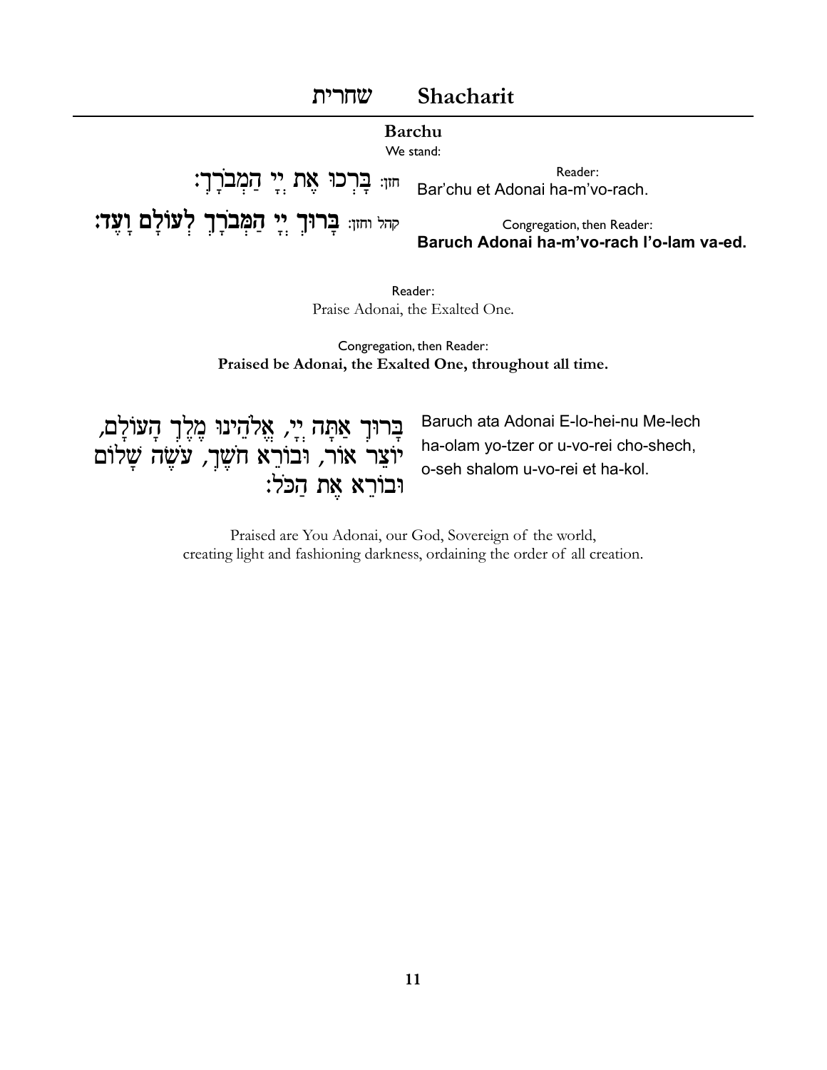# שחרית Shacharit

## Barchu

We stand:

חזן: בָּרְכוּ אֶת יְיָ הַמְבֹרָךְ:

Reader:
Bar'chu et Adonai ha-m'vo-rach.

קהל וחזן: **בָּרוּךְ יְיָ הַמְבֹרָךְ לְעוֹלָם וָעֶד:**

Congregation, then Reader:
**Baruch Adonai ha-m'vo-rach l'o-lam va-ed.**

Reader:
Praise Adonai, the Exalted One.

Congregation, then Reader:
**Praised be Adonai, the Exalted One, throughout all time.**

בָּרוּךְ אַתָּה יְיָ, אֱלֹהֵינוּ מֶלֶךְ הָעוֹלָם, יוֹצֵר אוֹר, וּבוֹרֵא חֹשֶׁךְ, עֹשֶׂה שָׁלוֹם וּבוֹרֵא אֶת הַכֹּל:

Baruch ata Adonai E-lo-hei-nu Me-lech ha-olam yo-tzer or u-vo-rei cho-shech, o-seh shalom u-vo-rei et ha-kol.

Praised are You Adonai, our God, Sovereign of the world, creating light and fashioning darkness, ordaining the order of all creation.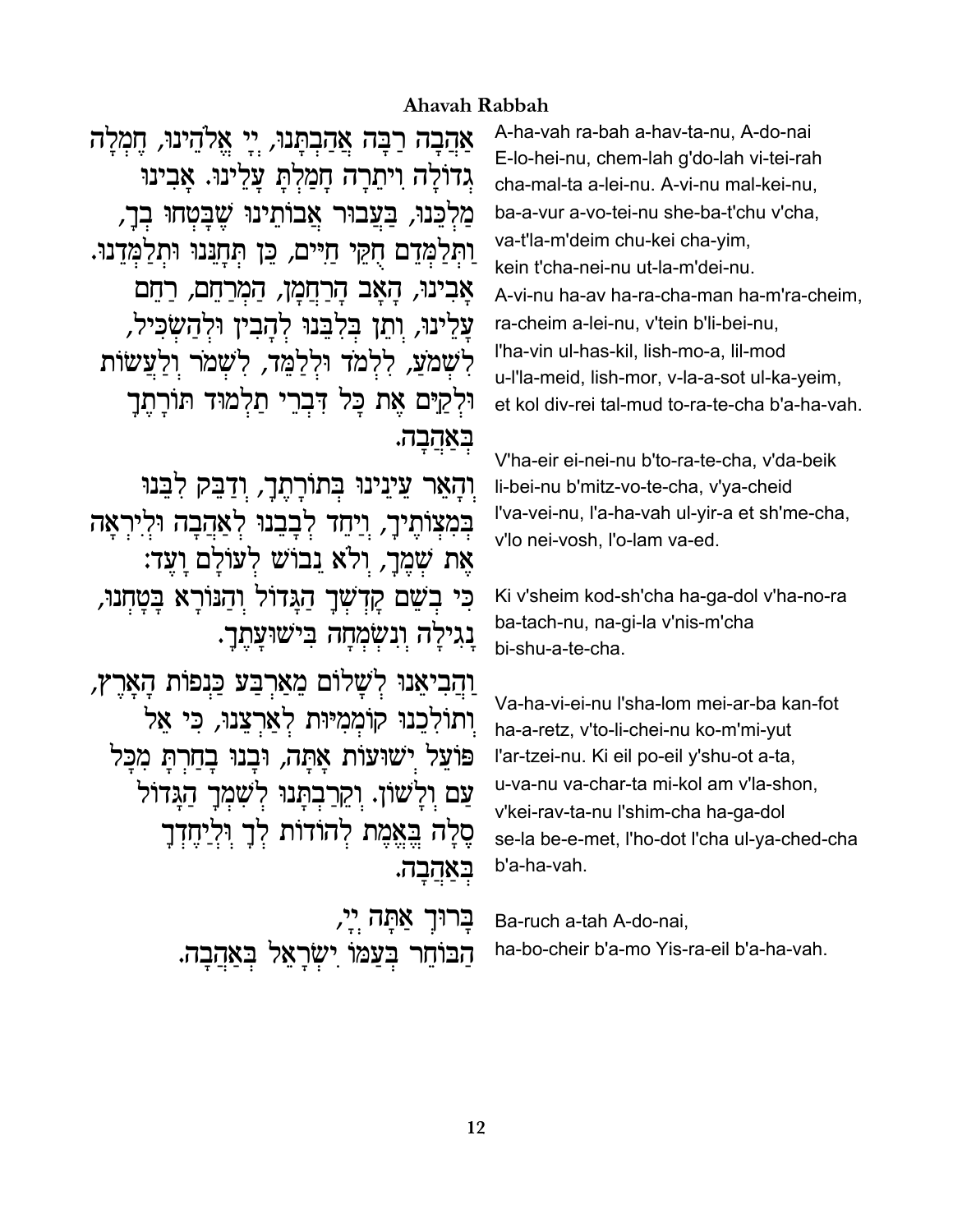## Ahavah Rabbah

אַהֲבָה רַבָּה אֲהַבְתָּנוּ, יְיָ אֱלֹהֵינוּ, חֶמְלָה גְדוֹלָה וִיתֵרָה חָמַלְתָּ עָלֵינוּ. אָבִינוּ מַלְכֵּנוּ, בַּעֲבוּר אֲבוֹתֵינוּ שֶׁבָּטְחוּ בְךָ, וַתְּלַמְּדֵם חֻקֵּי חַיִּים, כֵּן תְּחָנֵּנוּ וּתְלַמְּדֵנוּ. אָבִינוּ, הָאָב הָרַחֲמָן, הַמְרַחֵם, רַחֵם עָלֵינוּ, וְתֵן בְּלִבֵּנוּ לְהָבִין וּלְהַשְׂכִּיל, לִשְׁמֹעַ, לִלְמֹד וּלְלַמֵּד, לִשְׁמֹר וְלַעֲשׂוֹת וּלְקַיֵּם אֶת כָּל דִּבְרֵי תַלְמוּד תּוֹרָתֶךָ בְּאַהֲבָה.

A-ha-vah ra-bah a-hav-ta-nu, A-do-nai E-lo-hei-nu, chem-lah g'do-lah vi-tei-rah cha-mal-ta a-lei-nu. A-vi-nu mal-kei-nu, ba-a-vur a-vo-tei-nu she-ba-t'chu v'cha, va-t'la-m'deim chu-kei cha-yim, kein t'cha-nei-nu ut-la-m'dei-nu. A-vi-nu ha-av ha-ra-cha-man ha-m'ra-cheim, ra-cheim a-lei-nu, v'tein b'li-bei-nu, l'ha-vin ul-has-kil, lish-mo-a, lil-mod u-l'la-meid, lish-mor, v-la-a-sot ul-ka-yeim, et kol div-rei tal-mud to-ra-te-cha b'a-ha-vah.

וְהָאֵר עֵינֵינוּ בְּתוֹרָתֶךָ, וְדַבֵּק לִבֵּנוּ בְּמִצְוֺתֶיךָ, וְיַחֵד לְבָבֵנוּ לְאַהֲבָה וּלְיִרְאָה אֶת שְׁמֶךָ, וְלֹא נֵבוֹשׁ לְעוֹלָם וָעֶד:

V'ha-eir ei-nei-nu b'to-ra-te-cha, v'da-beik li-bei-nu b'mitz-vo-te-cha, v'ya-cheid l'va-vei-nu, l'a-ha-vah ul-yir-a et sh'me-cha, v'lo nei-vosh, l'o-lam va-ed.

כִּי בְשֵׁם קָדְשְׁךָ הַגָּדוֹל וְהַנּוֹרָא בָּטָחְנוּ, נָגִילָה וְנִשְׂמְחָה בִּישׁוּעָתֶךָ.

Ki v'sheim kod-sh'cha ha-ga-dol v'ha-no-ra ba-tach-nu, na-gi-la v'nis-m'cha bi-shu-a-te-cha.

וַהֲבִיאֵנוּ לְשָׁלוֹם מֵאַרְבַּע כַּנְפוֹת הָאָרֶץ, וְתוֹלִיכֵנוּ קוֹמְמִיּוּת לְאַרְצֵנוּ, כִּי אֵל פּוֹעֵל יְשׁוּעוֹת אָתָּה, וּבָנוּ בָחַרְתָּ מִכָּל עַם וְלָשׁוֹן. וְקֵרַבְתָּנוּ לְשִׁמְךָ הַגָּדוֹל סֶלָה בֶּאֱמֶת לְהוֹדוֹת לְךָ וּלְיַחֶדְךָ בְּאַהֲבָה.

Va-ha-vi-ei-nu l'sha-lom mei-ar-ba kan-fot ha-a-retz, v'to-li-chei-nu ko-m'mi-yut l'ar-tzei-nu. Ki eil po-eil y'shu-ot a-ta, u-va-nu va-char-ta mi-kol am v'la-shon, v'kei-rav-ta-nu l'shim-cha ha-ga-dol se-la be-e-met, l'ho-dot l'cha ul-ya-ched-cha b'a-ha-vah.

בָּרוּךְ אַתָּה יְיָ,
הַבּוֹחֵר בְּעַמּוֹ יִשְׂרָאֵל בְּאַהֲבָה.

Ba-ruch a-tah A-do-nai,
ha-bo-cheir b'a-mo Yis-ra-eil b'a-ha-vah.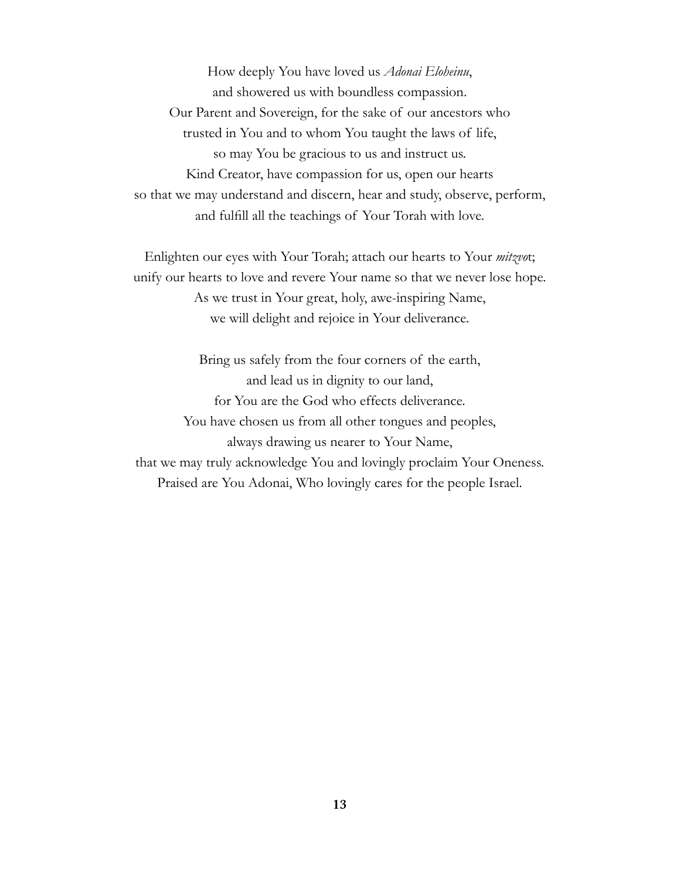How deeply You have loved us *Adonai Eloheinu*,
and showered us with boundless compassion.
Our Parent and Sovereign, for the sake of our ancestors who
trusted in You and to whom You taught the laws of life,
so may You be gracious to us and instruct us.
Kind Creator, have compassion for us, open our hearts
so that we may understand and discern, hear and study, observe, perform,
and fulfill all the teachings of Your Torah with love.

Enlighten our eyes with Your Torah; attach our hearts to Your *mitzvo*t;
unify our hearts to love and revere Your name so that we never lose hope.
As we trust in Your great, holy, awe-inspiring Name,
we will delight and rejoice in Your deliverance.

Bring us safely from the four corners of the earth,
and lead us in dignity to our land,
for You are the God who effects deliverance.
You have chosen us from all other tongues and peoples,
always drawing us nearer to Your Name,
that we may truly acknowledge You and lovingly proclaim Your Oneness.
Praised are You Adonai, Who lovingly cares for the people Israel.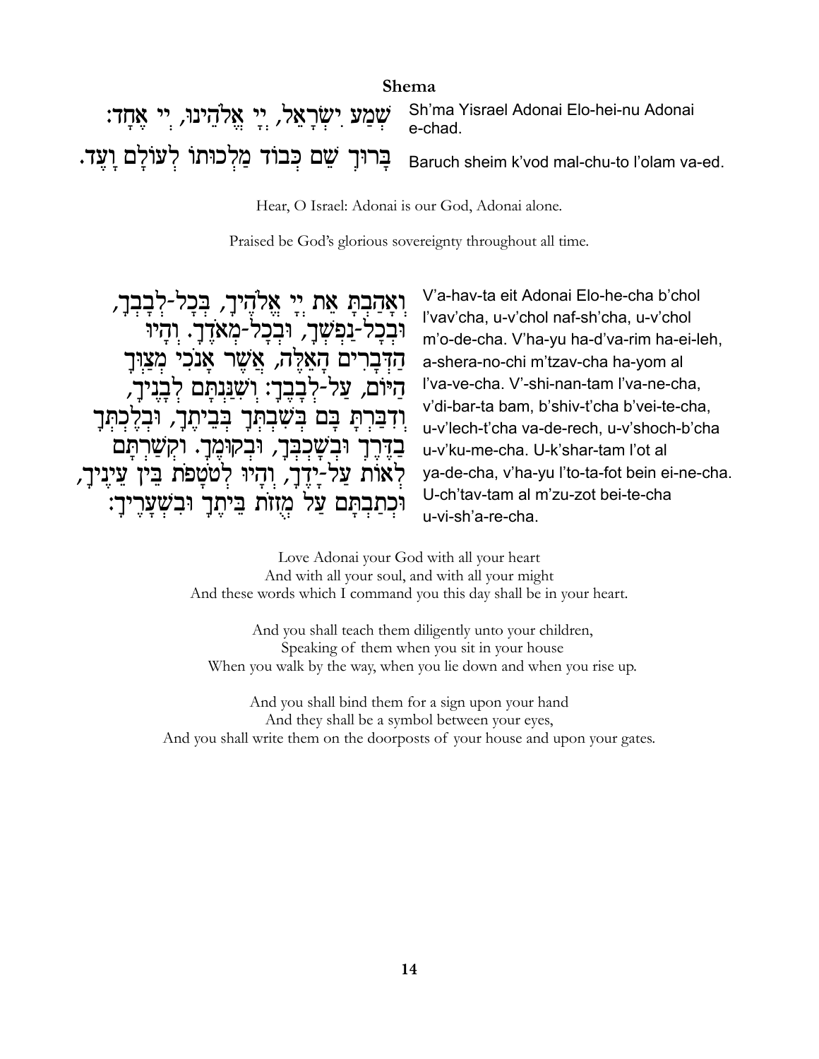**Shema**

שְׁמַע יִשְׂרָאֵל, יְיָ אֱלֹהֵינוּ, יְיָ אֶחָד:

Sh'ma Yisrael Adonai Elo-hei-nu Adonai e-chad.

בָּרוּךְ שֵׁם כְּבוֹד מַלְכוּתוֹ לְעוֹלָם וָעֶד.

Baruch sheim k'vod mal-chu-to l'olam va-ed.

Hear, O Israel: Adonai is our God, Adonai alone.

Praised be God's glorious sovereignty throughout all time.

וְאָהַבְתָּ אֵת יְיָ אֱלֹהֶיךָ, בְּכָל-לְבָבְךָ, וּבְכָל-נַפְשְׁךָ, וּבְכָל-מְאֹדֶךָ. וְהָיוּ הַדְּבָרִים הָאֵלֶּה, אֲשֶׁר אָנֹכִי מְצַוְּךָ הַיּוֹם, עַל-לְבָבֶךָ: וְשִׁנַּנְתָּם לְבָנֶיךָ, וְדִבַּרְתָּ בָּם בְּשִׁבְתְּךָ בְּבֵיתֶךָ, וּבְלֶכְתְּךָ בַדֶּרֶךְ וּבְשָׁכְבְּךָ, וּבְקוּמֶךָ. וּקְשַׁרְתָּם לְאוֹת עַל-יָדֶךָ, וְהָיוּ לְטֹטָפֹת בֵּין עֵינֶיךָ, וּכְתַבְתָּם עַל מְזֻזוֹת בֵּיתֶךָ וּבִשְׁעָרֶיךָ:

V'a-hav-ta eit Adonai Elo-he-cha b'chol l'vav'cha, u-v'chol naf-sh'cha, u-v'chol m'o-de-cha. V'ha-yu ha-d'va-rim ha-ei-leh, a-shera-no-chi m'tzav-cha ha-yom al l'va-ve-cha. V'-shi-nan-tam l'va-ne-cha, v'di-bar-ta bam, b'shiv-t'cha b'vei-te-cha, u-v'lech-t'cha va-de-rech, u-v'shoch-b'cha u-v'ku-me-cha. U-k'shar-tam l'ot al ya-de-cha, v'ha-yu l'to-ta-fot bein ei-ne-cha. U-ch'tav-tam al m'zu-zot bei-te-cha u-vi-sh'a-re-cha.

Love Adonai your God with all your heart
And with all your soul, and with all your might
And these words which I command you this day shall be in your heart.

And you shall teach them diligently unto your children,
Speaking of them when you sit in your house
When you walk by the way, when you lie down and when you rise up.

And you shall bind them for a sign upon your hand
And they shall be a symbol between your eyes,
And you shall write them on the doorposts of your house and upon your gates.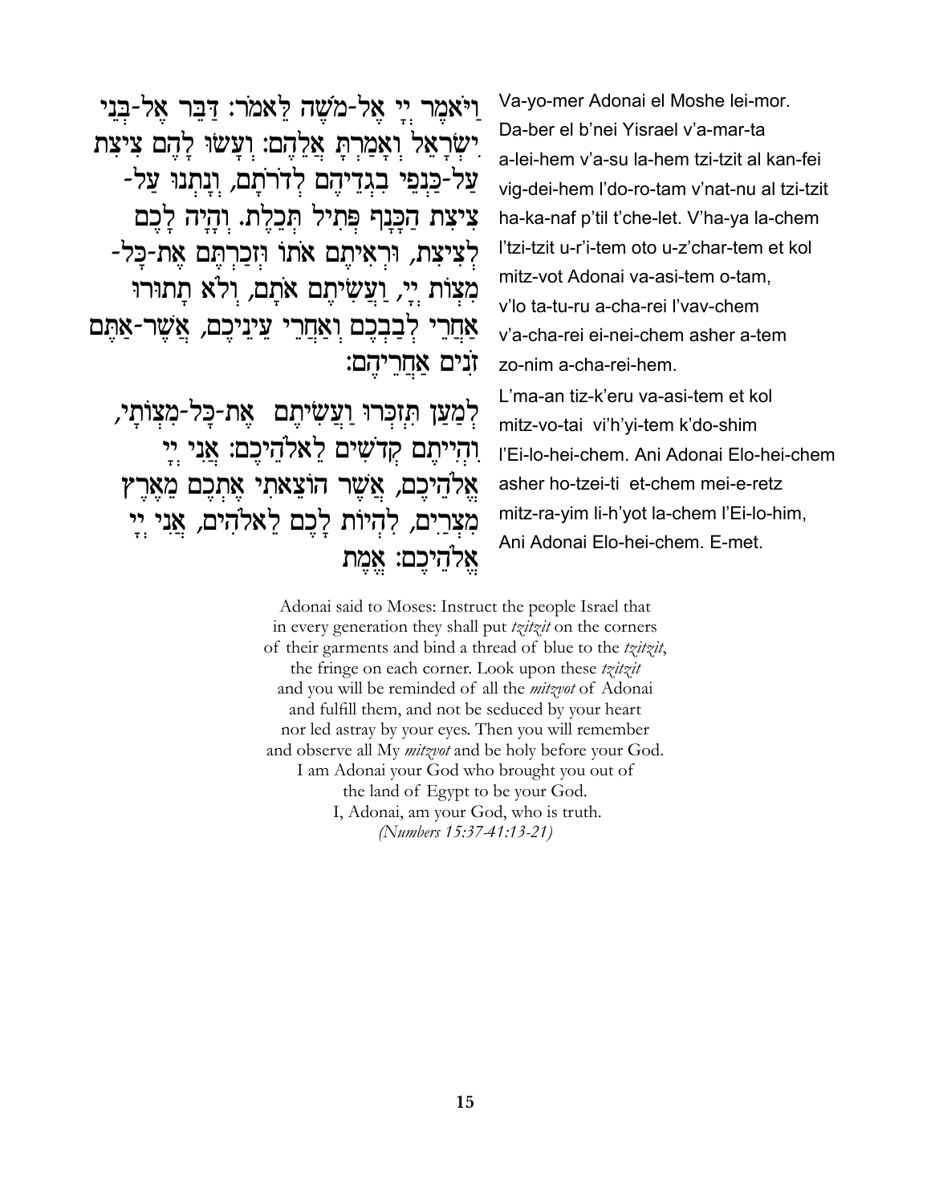וַיֹּאמֶר יְיָ אֶל-מֹשֶׁה לֵּאמֹר: דַּבֵּר אֶל-בְּנֵי יִשְׂרָאֵל וְאָמַרְתָּ אֲלֵהֶם: וְעָשׂוּ לָהֶם צִיצִת עַל-כַּנְפֵי בִגְדֵיהֶם לְדֹרֹתָם, וְנָתְנוּ עַל-צִיצִת הַכָּנָף פְּתִיל תְּכֵלֶת. וְהָיָה לָכֶם לְצִיצִת, וּרְאִיתֶם אֹתוֹ וּזְכַרְתֶּם אֶת-כָּל-מִצְוֹת יְיָ, וַעֲשִׂיתֶם אֹתָם, וְלֹא תָתוּרוּ אַחֲרֵי לְבַבְכֶם וְאַחֲרֵי עֵינֵיכֶם, אֲשֶׁר-אַתֶּם זֹנִים אַחֲרֵיהֶם:

לְמַעַן תִּזְכְּרוּ וַעֲשִׂיתֶם אֶת-כָּל-מִצְוֹתָי, וִהְיִיתֶם קְדֹשִׁים לֵאלֹהֵיכֶם: אֲנִי יְיָ אֱלֹהֵיכֶם, אֲשֶׁר הוֹצֵאתִי אֶתְכֶם מֵאֶרֶץ מִצְרַיִם, לִהְיוֹת לָכֶם לֵאלֹהִים, אֲנִי יְיָ אֱלֹהֵיכֶם: אֱמֶת

Va-yo-mer Adonai el Moshe lei-mor. Da-ber el b'nei Yisrael v'a-mar-ta a-lei-hem v'a-su la-hem tzi-tzit al kan-fei vig-dei-hem l'do-ro-tam v'nat-nu al tzi-tzit ha-ka-naf p'til t'che-let. V'ha-ya la-chem l'tzi-tzit u-r'i-tem oto u-z'char-tem et kol mitz-vot Adonai va-asi-tem o-tam, v'lo ta-tu-ru a-cha-rei l'vav-chem v'a-cha-rei ei-nei-chem asher a-tem zo-nim a-cha-rei-hem.

L'ma-an tiz-k'eru va-asi-tem et kol mitz-vo-tai vi'h'yi-tem k'do-shim l'Ei-lo-hei-chem. Ani Adonai Elo-hei-chem asher ho-tzei-ti et-chem mei-e-retz mitz-ra-yim li-h'yot la-chem l'Ei-lo-him, Ani Adonai Elo-hei-chem. E-met.

Adonai said to Moses: Instruct the people Israel that in every generation they shall put *tzitzit* on the corners of their garments and bind a thread of blue to the *tzitzit*, the fringe on each corner. Look upon these *tzitzit* and you will be reminded of all the *mitzvot* of Adonai and fulfill them, and not be seduced by your heart nor led astray by your eyes. Then you will remember and observe all My *mitzvot* and be holy before your God. I am Adonai your God who brought you out of the land of Egypt to be your God. I, Adonai, am your God, who is truth.

*(Numbers 15:37-41:13-21)*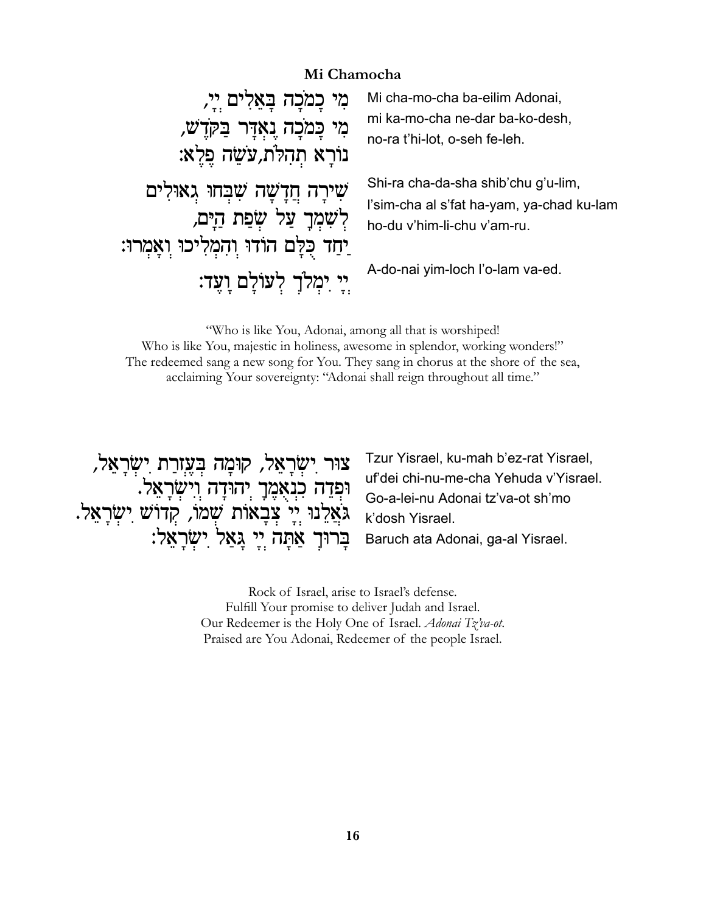## Mi Chamocha

מִי כָמֹכָה בָּאֵלִים יְיָ,
מִי כָּמֹכָה נֶאְדָּר בַּקֹּדֶשׁ,
נוֹרָא תְהִלֹּת,עֹשֵׂה פֶלֶא:

Mi cha-mo-cha ba-eilim Adonai,
mi ka-mo-cha ne-dar ba-ko-desh,
no-ra t'hi-lot, o-seh fe-leh.

שִׁירָה חֲדָשָׁה שִׁבְּחוּ גְאוּלִים
לְשִׁמְךָ עַל שְׂפַת הַיָּם,
יַחַד כֻּלָּם הוֹדוּ וְהִמְלִיכוּ וְאָמְרוּ:

Shi-ra cha-da-sha shib'chu g'u-lim,
l'sim-cha al s'fat ha-yam, ya-chad ku-lam
ho-du v'him-li-chu v'am-ru.

יְיָ יִמְלֹךְ לְעוֹלָם וָעֶד:

A-do-nai yim-loch l'o-lam va-ed.

"Who is like You, Adonai, among all that is worshiped!
Who is like You, majestic in holiness, awesome in splendor, working wonders!"
The redeemed sang a new song for You. They sang in chorus at the shore of the sea,
acclaiming Your sovereignty: "Adonai shall reign throughout all time."

צוּר יִשְׂרָאֵל, קוּמָה בְּעֶזְרַת יִשְׂרָאֵל,
וּפְדֵה כִנְאֻמֶךָ יְהוּדָה וְיִשְׂרָאֵל.
גֹּאֲלֵנוּ יְיָ צְבָאוֹת שְׁמוֹ, קְדוֹשׁ יִשְׂרָאֵל.
בָּרוּךְ אַתָּה יְיָ גָּאַל יִשְׂרָאֵל:

Tzur Yisrael, ku-mah b'ez-rat Yisrael,
uf'dei chi-nu-me-cha Yehuda v'Yisrael.
Go-a-lei-nu Adonai tz'va-ot sh'mo
k'dosh Yisrael.
Baruch ata Adonai, ga-al Yisrael.

Rock of Israel, arise to Israel's defense.
Fulfill Your promise to deliver Judah and Israel.
Our Redeemer is the Holy One of Israel. *Adonai Tz'va-ot*.
Praised are You Adonai, Redeemer of the people Israel.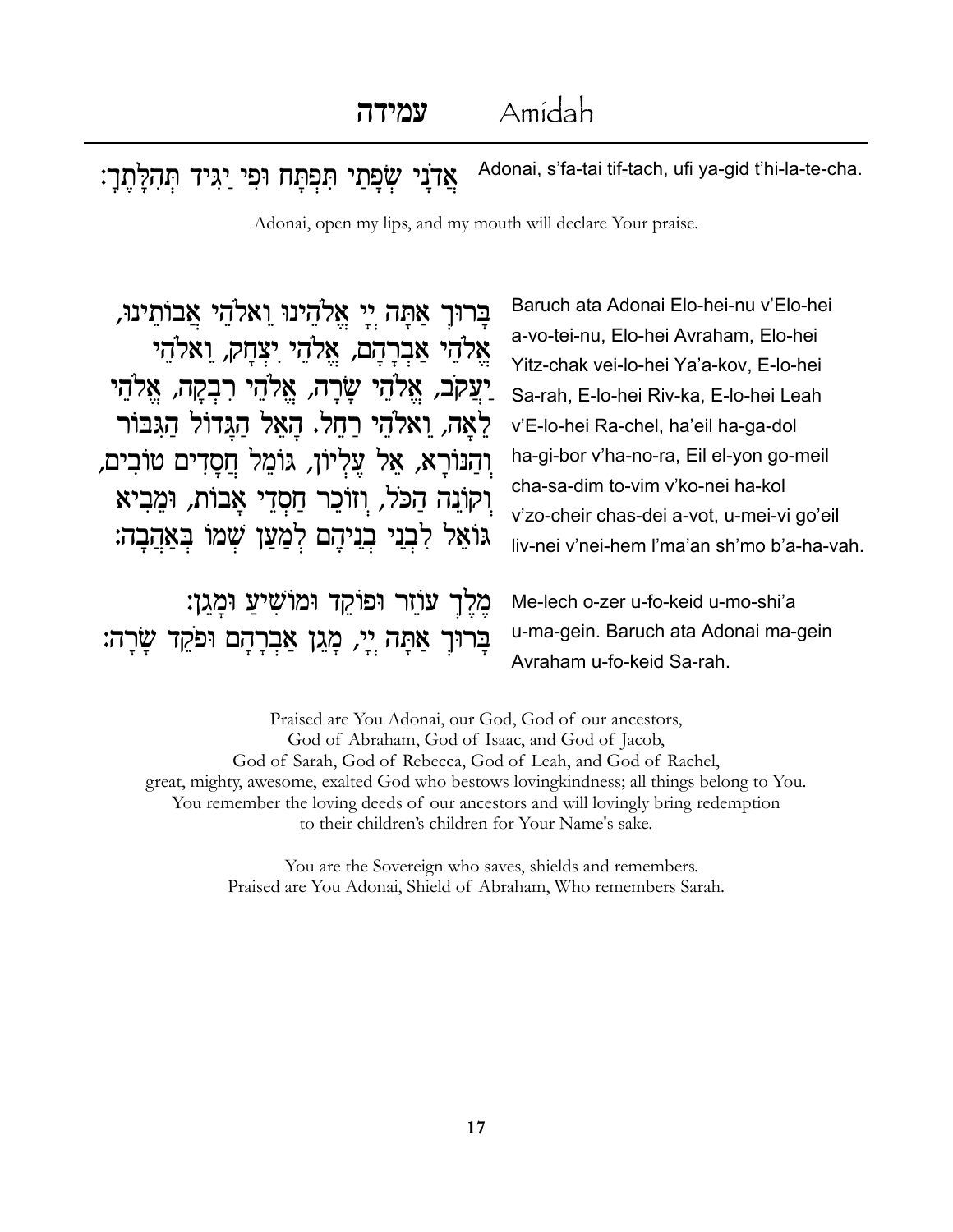# עמידה Amidah

אֲדֹנָי שְׂפָתַי תִּפְתָּח וּפִי יַגִּיד תְּהִלָּתֶךָ׃

Adonai, s'fa-tai tif-tach, ufi ya-gid t'hi-la-te-cha.

Adonai, open my lips, and my mouth will declare Your praise.

בָּרוּךְ אַתָּה יְיָ אֱלֹהֵינוּ וֵאלֹהֵי אֲבוֹתֵינוּ, אֱלֹהֵי אַבְרָהָם, אֱלֹהֵי יִצְחָק, וֵאלֹהֵי יַעֲקֹב, אֱלֹהֵי שָׂרָה, אֱלֹהֵי רִבְקָה, אֱלֹהֵי לֵאָה, וֵאלֹהֵי רָחֵל. הָאֵל הַגָּדוֹל הַגִּבּוֹר וְהַנּוֹרָא, אֵל עֶלְיוֹן, גּוֹמֵל חֲסָדִים טוֹבִים, וְקוֹנֵה הַכֹּל, וְזוֹכֵר חַסְדֵי אָבוֹת, וּמֵבִיא גּוֹאֵל לִבְנֵי בְנֵיהֶם לְמַעַן שְׁמוֹ בְּאַהֲבָה׃

Baruch ata Adonai Elo-hei-nu v'Elo-hei a-vo-tei-nu, Elo-hei Avraham, Elo-hei Yitz-chak vei-lo-hei Ya'a-kov, E-lo-hei Sa-rah, E-lo-hei Riv-ka, E-lo-hei Leah v'E-lo-hei Ra-chel, ha'eil ha-ga-dol ha-gi-bor v'ha-no-ra, Eil el-yon go-meil cha-sa-dim to-vim v'ko-nei ha-kol v'zo-cheir chas-dei a-vot, u-mei-vi go'eil liv-nei v'nei-hem l'ma'an sh'mo b'a-ha-vah.

מֶלֶךְ עוֹזֵר וּפוֹקֵד וּמוֹשִׁיעַ וּמָגֵן׃ בָּרוּךְ אַתָּה יְיָ, מָגֵן אַבְרָהָם וּפֹקֵד שָׂרָה׃

Me-lech o-zer u-fo-keid u-mo-shi'a u-ma-gein. Baruch ata Adonai ma-gein Avraham u-fo-keid Sa-rah.

Praised are You Adonai, our God, God of our ancestors,
God of Abraham, God of Isaac, and God of Jacob,
God of Sarah, God of Rebecca, God of Leah, and God of Rachel,
great, mighty, awesome, exalted God who bestows lovingkindness; all things belong to You.
You remember the loving deeds of our ancestors and will lovingly bring redemption
to their children's children for Your Name's sake.

You are the Sovereign who saves, shields and remembers.
Praised are You Adonai, Shield of Abraham, Who remembers Sarah.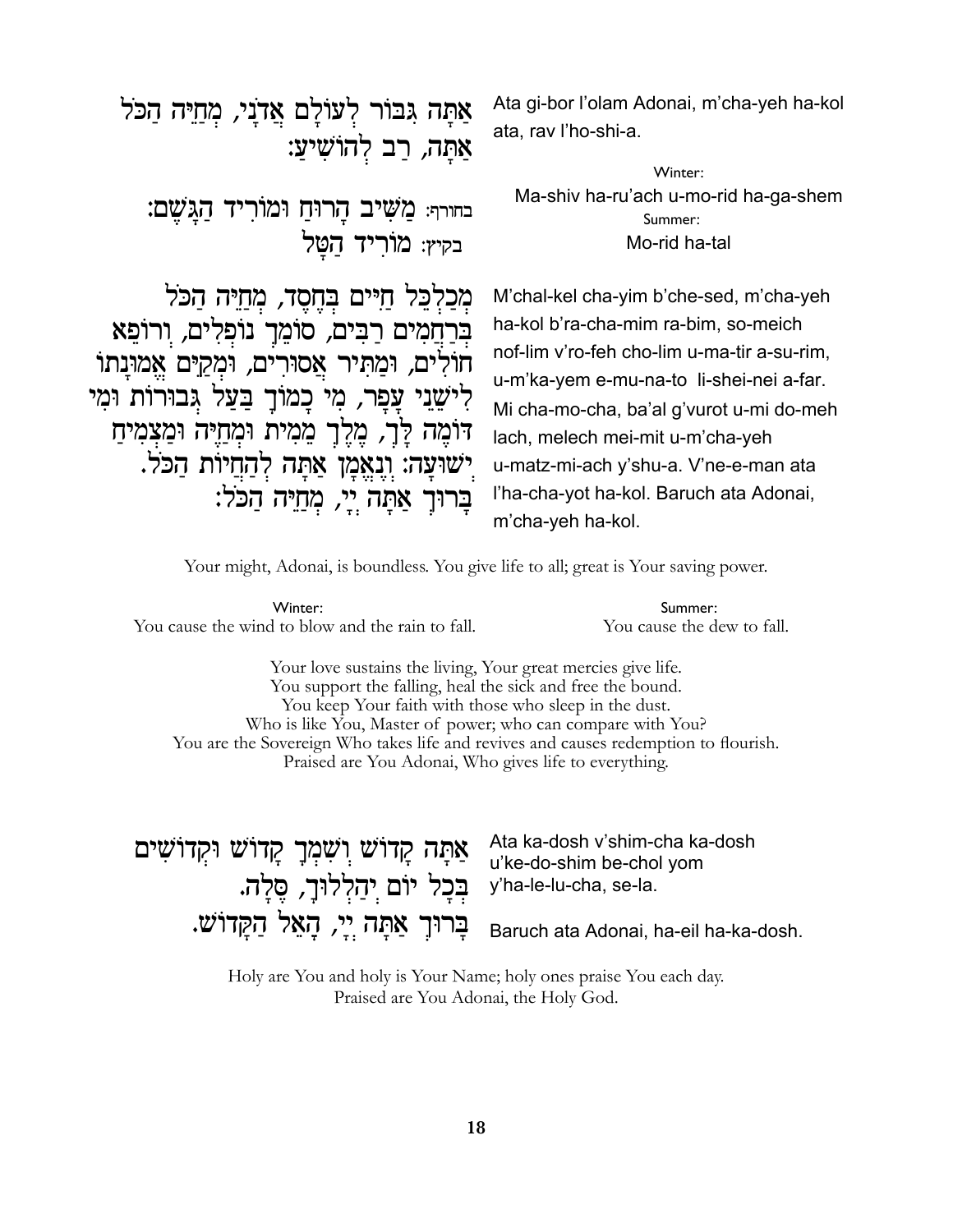אַתָּה גִּבּוֹר לְעוֹלָם אֲדֹנָי, מְחַיֵּה הַכֹּל אַתָּה, רַב לְהוֹשִׁיעַ:

Ata gi-bor l'olam Adonai, m'cha-yeh ha-kol ata, rav l'ho-shi-a.

בחורף: מַשִּׁיב הָרוּחַ וּמוֹרִיד הַגָּשֶׁם:
בקיץ: מוֹרִיד הַטָּל

Winter:
Ma-shiv ha-ru'ach u-mo-rid ha-ga-shem
Summer:
Mo-rid ha-tal

מְכַלְכֵּל חַיִּים בְּחֶסֶד, מְחַיֵּה הַכֹּל בְּרַחֲמִים רַבִּים, סוֹמֵךְ נוֹפְלִים, וְרוֹפֵא חוֹלִים, וּמַתִּיר אֲסוּרִים, וּמְקַיֵּם אֱמוּנָתוֹ לִישֵׁנֵי עָפָר, מִי כָמוֹךָ בַּעַל גְּבוּרוֹת וּמִי דּוֹמֶה לָּךְ, מֶלֶךְ מֵמִית וּמְחַיֶּה וּמַצְמִיחַ יְשׁוּעָה: וְנֶאֱמָן אַתָּה לְהַחֲיוֹת הַכֹּל. בָּרוּךְ אַתָּה יְיָ, מְחַיֵּה הַכֹּל:

M'chal-kel cha-yim b'che-sed, m'cha-yeh ha-kol b'ra-cha-mim ra-bim, so-meich nof-lim v'ro-feh cho-lim u-ma-tir a-su-rim, u-m'ka-yem e-mu-na-to li-shei-nei a-far. Mi cha-mo-cha, ba'al g'vurot u-mi do-meh lach, melech mei-mit u-m'cha-yeh u-matz-mi-ach y'shu-a. V'ne-e-man ata l'ha-cha-yot ha-kol. Baruch ata Adonai, m'cha-yeh ha-kol.

Your might, Adonai, is boundless. You give life to all; great is Your saving power.

Winter:
You cause the wind to blow and the rain to fall.

Summer:
You cause the dew to fall.

Your love sustains the living, Your great mercies give life.
You support the falling, heal the sick and free the bound.
You keep Your faith with those who sleep in the dust.
Who is like You, Master of power; who can compare with You?
You are the Sovereign Who takes life and revives and causes redemption to flourish.
Praised are You Adonai, Who gives life to everything.

אַתָּה קָדוֹשׁ וְשִׁמְךָ קָדוֹשׁ וּקְדוֹשִׁים בְּכָל יוֹם יְהַלְלוּךָ, סֶּלָה.
בָּרוּךְ אַתָּה יְיָ, הָאֵל הַקָּדוֹשׁ.

Ata ka-dosh v'shim-cha ka-dosh u'ke-do-shim be-chol yom y'ha-le-lu-cha, se-la.

Baruch ata Adonai, ha-eil ha-ka-dosh.

Holy are You and holy is Your Name; holy ones praise You each day.
Praised are You Adonai, the Holy God.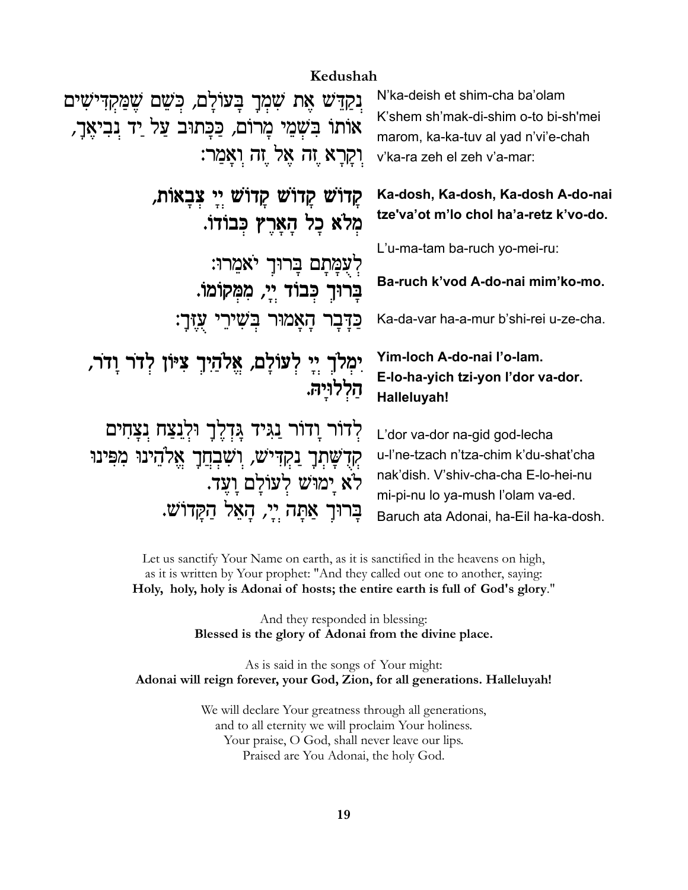## Kedushah

נְקַדֵּשׁ אֶת שִׁמְךָ בָּעוֹלָם, כְּשֵׁם שֶׁמַּקְדִּישִׁים אוֹתוֹ בִּשְׁמֵי מָרוֹם, כַּכָּתוּב עַל יַד נְבִיאֶךָ, וְקָרָא זֶה אֶל זֶה וְאָמַר:

N'ka-deish et shim-cha ba'olam K'shem sh'mak-di-shim o-to bi-sh'mei marom, ka-ka-tuv al yad n'vi'e-chah v'ka-ra zeh el zeh v'a-mar:

**קָדוֹשׁ קָדוֹשׁ קָדוֹשׁ יְיָ צְבָאוֹת, מְלֹא כָל הָאָרֶץ כְּבוֹדוֹ.**

**Ka-dosh, Ka-dosh, Ka-dosh A-do-nai tze'va'ot m'lo chol ha'a-retz k'vo-do.**

לְעֻמָּתָם בָּרוּךְ יֹאמֵרוּ:

L'u-ma-tam ba-ruch yo-mei-ru:

**בָּרוּךְ כְּבוֹד יְיָ, מִמְּקוֹמוֹ.**

**Ba-ruch k'vod A-do-nai mim'ko-mo.**

כַּדָּבָר הָאָמוּר בְּשִׁירֵי עֻזֶּךָ:

Ka-da-var ha-a-mur b'shi-rei u-ze-cha.

**יִמְלֹךְ יְיָ לְעוֹלָם, אֱלֹהַיִךְ צִיּוֹן לְדֹר וָדֹר, הַלְלוּיָהּ.**

**Yim-loch A-do-nai l'o-lam. E-lo-ha-yich tzi-yon l'dor va-dor. Halleluyah!**

לְדוֹר וָדוֹר נַגִּיד גָּדְלֶךָ וּלְנֵצַח נְצָחִים קְדֻשָּׁתְךָ נַקְדִּישׁ, וְשִׁבְחֲךָ אֱלֹהֵינוּ מִפִּינוּ לֹא יָמוּשׁ לְעוֹלָם וָעֶד. בָּרוּךְ אַתָּה יְיָ, הָאֵל הַקָּדוֹשׁ.

L'dor va-dor na-gid god-lecha u-l'ne-tzach n'tza-chim k'du-shat'cha nak'dish. V'shiv-cha-cha E-lo-hei-nu mi-pi-nu lo ya-mush l'olam va-ed. Baruch ata Adonai, ha-Eil ha-ka-dosh.

Let us sanctify Your Name on earth, as it is sanctified in the heavens on high, as it is written by Your prophet: "And they called out one to another, saying: **Holy, holy, holy is Adonai of hosts; the entire earth is full of God's glory**."

And they responded in blessing:
**Blessed is the glory of Adonai from the divine place.**

As is said in the songs of Your might:
**Adonai will reign forever, your God, Zion, for all generations. Halleluyah!**

We will declare Your greatness through all generations,
and to all eternity we will proclaim Your holiness.
Your praise, O God, shall never leave our lips.
Praised are You Adonai, the holy God.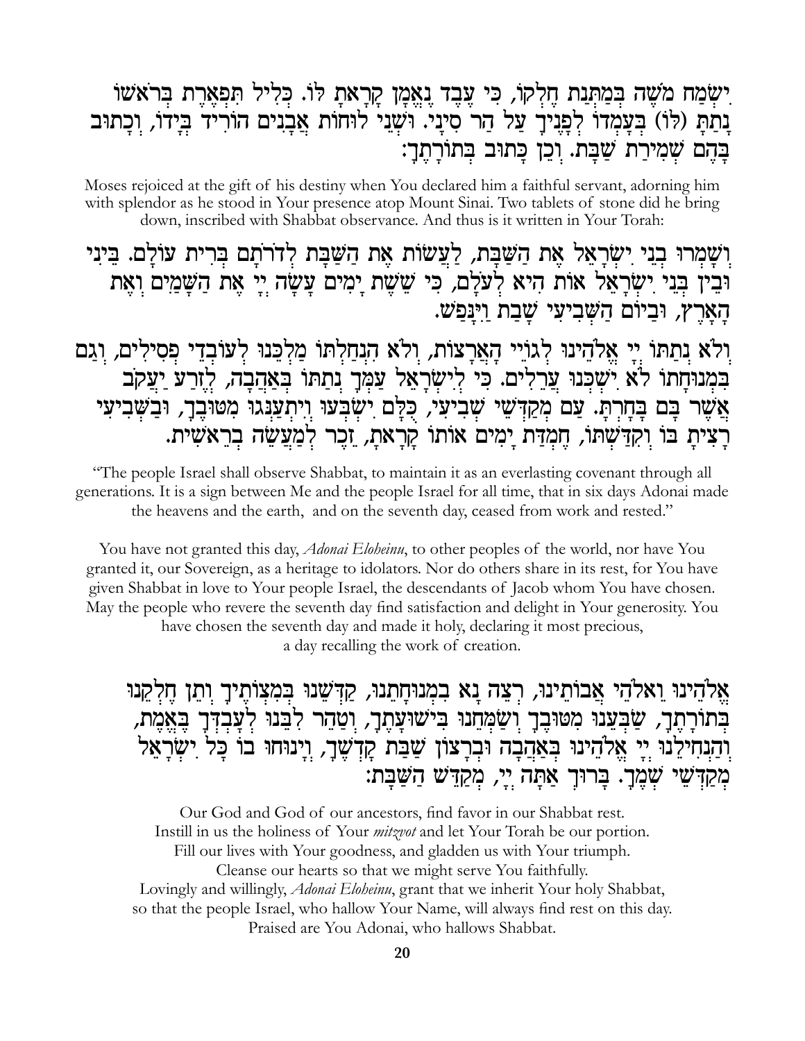יִשְׂמַח מֹשֶׁה בְּמַתְּנַת חֶלְקוֹ, כִּי עֶבֶד נֶאֱמָן קָרָאתָ לּוֹ. כְּלִיל תִּפְאֶרֶת בְּרֹאשׁוֹ נָתַתָּ (לּוֹ) בְּעָמְדוֹ לְפָנֶיךָ עַל הַר סִינַי. וּשְׁנֵי לוּחוֹת אֲבָנִים הוֹרִיד בְּיָדוֹ, וְכָתוּב בָּהֶם שְׁמִירַת שַׁבָּת. וְכֵן כָּתוּב בְּתוֹרָתֶךָ:

Moses rejoiced at the gift of his destiny when You declared him a faithful servant, adorning him with splendor as he stood in Your presence atop Mount Sinai. Two tablets of stone did he bring down, inscribed with Shabbat observance. And thus is it written in Your Torah:

וְשָׁמְרוּ בְנֵי יִשְׂרָאֵל אֶת הַשַּׁבָּת, לַעֲשׂוֹת אֶת הַשַּׁבָּת לְדֹרֹתָם בְּרִית עוֹלָם. בֵּינִי וּבֵין בְּנֵי יִשְׂרָאֵל אוֹת הִיא לְעֹלָם, כִּי שֵׁשֶׁת יָמִים עָשָׂה יְיָ אֶת הַשָּׁמַיִם וְאֶת הָאָרֶץ, וּבַיּוֹם הַשְּׁבִיעִי שָׁבַת וַיִּנָּפַשׁ.

וְלֹא נְתַתּוֹ יְיָ אֱלֹהֵינוּ לְגוֹיֵי הָאֲרָצוֹת, וְלֹא הִנְחַלְתּוֹ מַלְכֵּנוּ לְעוֹבְדֵי פְסִילִים, וְגַם בִּמְנוּחָתוֹ לֹא יִשְׁכְּנוּ עֲרֵלִים. כִּי לְיִשְׂרָאֵל עַמְּךָ נְתַתּוֹ בְּאַהֲבָה, לְזֶרַע יַעֲקֹב אֲשֶׁר בָּם בָּחָרְתָּ. עַם מְקַדְּשֵׁי שְׁבִיעִי, כֻּלָּם יִשְׂבְּעוּ וְיִתְעַנְּגוּ מִטּוּבֶךָ, וּבַשְּׁבִיעִי רָצִיתָ בּוֹ וְקִדַּשְׁתּוֹ, חֶמְדַּת יָמִים אוֹתוֹ קָרָאתָ, זֵכֶר לְמַעֲשֵׂה בְרֵאשִׁית.

"The people Israel shall observe Shabbat, to maintain it as an everlasting covenant through all generations. It is a sign between Me and the people Israel for all time, that in six days Adonai made the heavens and the earth, and on the seventh day, ceased from work and rested."

You have not granted this day, *Adonai Eloheinu*, to other peoples of the world, nor have You granted it, our Sovereign, as a heritage to idolators. Nor do others share in its rest, for You have given Shabbat in love to Your people Israel, the descendants of Jacob whom You have chosen. May the people who revere the seventh day find satisfaction and delight in Your generosity. You have chosen the seventh day and made it holy, declaring it most precious, a day recalling the work of creation.

אֱלֹהֵינוּ וֵאלֹהֵי אֲבוֹתֵינוּ, רְצֵה נָא בִמְנוּחָתֵנוּ, קַדְּשֵׁנוּ בְּמִצְוֹתֶיךָ וְתֵן חֶלְקֵנוּ בְּתוֹרָתֶךָ, שַׂבְּעֵנוּ מִטּוּבֶךָ וְשַׂמְּחֵנוּ בִּישׁוּעָתֶךָ, וְטַהֵר לִבֵּנוּ לְעָבְדְּךָ בֶּאֱמֶת, וְהַנְחִילֵנוּ יְיָ אֱלֹהֵינוּ בְּאַהֲבָה וּבְרָצוֹן שַׁבַּת קָדְשֶׁךָ, וְיָנוּחוּ בוֹ כָּל יִשְׂרָאֵל מְקַדְּשֵׁי שְׁמֶךָ. בָּרוּךְ אַתָּה יְיָ, מְקַדֵּשׁ הַשַּׁבָּת:

Our God and God of our ancestors, find favor in our Shabbat rest.
Instill in us the holiness of Your *mitzvot* and let Your Torah be our portion.
Fill our lives with Your goodness, and gladden us with Your triumph.
Cleanse our hearts so that we might serve You faithfully.
Lovingly and willingly, *Adonai Eloheinu*, grant that we inherit Your holy Shabbat,
so that the people Israel, who hallow Your Name, will always find rest on this day.
Praised are You Adonai, who hallows Shabbat.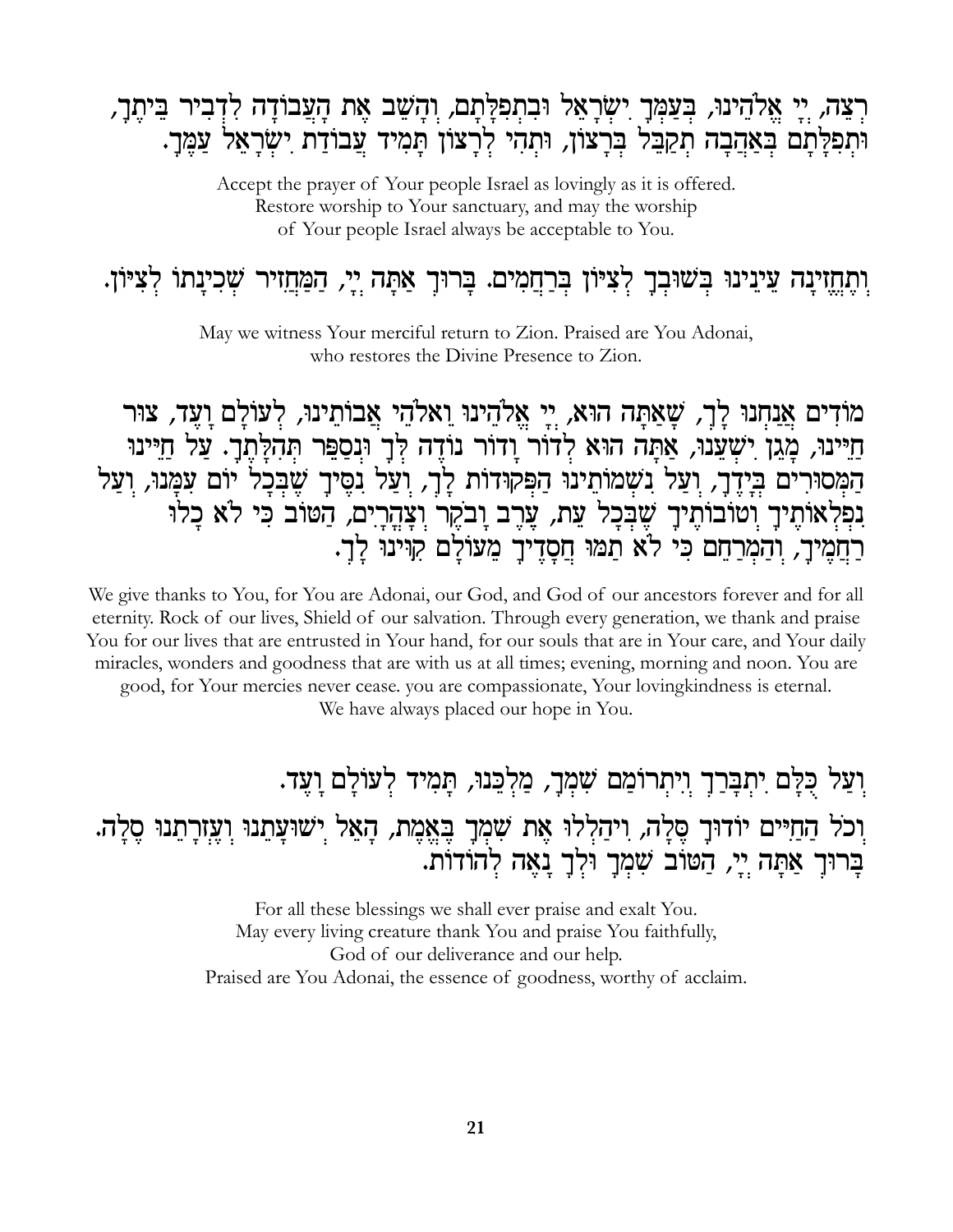רְצֵה, יְיָ אֱלֹהֵינוּ, בְּעַמְּךָ יִשְׂרָאֵל וּבִתְפִלָּתָם, וְהָשֵׁב אֶת הָעֲבוֹדָה לִדְבִיר בֵּיתֶךָ, וּתְפִלָּתָם בְּאַהֲבָה תְקַבֵּל בְּרָצוֹן, וּתְהִי לְרָצוֹן תָּמִיד עֲבוֹדַת יִשְׂרָאֵל עַמֶּךָ.

Accept the prayer of Your people Israel as lovingly as it is offered.
Restore worship to Your sanctuary, and may the worship
of Your people Israel always be acceptable to You.

וְתֶחֱזֶינָה עֵינֵינוּ בְּשׁוּבְךָ לְצִיּוֹן בְּרַחֲמִים. בָּרוּךְ אַתָּה יְיָ, הַמַּחֲזִיר שְׁכִינָתוֹ לְצִיּוֹן.

May we witness Your merciful return to Zion. Praised are You Adonai,
who restores the Divine Presence to Zion.

מוֹדִים אֲנַחְנוּ לָךְ, שָׁאַתָּה הוּא, יְיָ אֱלֹהֵינוּ וֵאלֹהֵי אֲבוֹתֵינוּ, לְעוֹלָם וָעֶד, צוּר חַיֵּינוּ, מָגֵן יִשְׁעֵנוּ, אַתָּה הוּא לְדוֹר וָדוֹר נוֹדֶה לְּךָ וּנְסַפֵּר תְּהִלָּתֶךָ. עַל חַיֵּינוּ הַמְּסוּרִים בְּיָדֶךָ, וְעַל נִשְׁמוֹתֵינוּ הַפְּקוּדוֹת לָךְ, וְעַל נִסֶּיךָ שֶׁבְּכָל יוֹם עִמָּנוּ, וְעַל נִפְלְאוֹתֶיךָ וְטוֹבוֹתֶיךָ שֶׁבְּכָל עֵת, עֶרֶב וָבֹקֶר וְצָהֳרָיִם, הַטּוֹב כִּי לֹא כָלוּ רַחֲמֶיךָ, וְהַמְרַחֵם כִּי לֹא תַמּוּ חֲסָדֶיךָ מֵעוֹלָם קִוִּינוּ לָךְ.

We give thanks to You, for You are Adonai, our God, and God of our ancestors forever and for all eternity. Rock of our lives, Shield of our salvation. Through every generation, we thank and praise You for our lives that are entrusted in Your hand, for our souls that are in Your care, and Your daily miracles, wonders and goodness that are with us at all times; evening, morning and noon. You are good, for Your mercies never cease. you are compassionate, Your lovingkindness is eternal. We have always placed our hope in You.

וְעַל כֻּלָּם יִתְבָּרַךְ וְיִתְרוֹמַם שִׁמְךָ, מַלְכֵּנוּ, תָּמִיד לְעוֹלָם וָעֶד.

וְכֹל הַחַיִּים יוֹדוּךָ סֶּלָה, וִיהַלְלוּ אֶת שִׁמְךָ בֶּאֱמֶת, הָאֵל יְשׁוּעָתֵנוּ וְעֶזְרָתֵנוּ סֶלָה. בָּרוּךְ אַתָּה יְיָ, הַטּוֹב שִׁמְךָ וּלְךָ נָאֶה לְהוֹדוֹת.

For all these blessings we shall ever praise and exalt You.
May every living creature thank You and praise You faithfully,
God of our deliverance and our help.
Praised are You Adonai, the essence of goodness, worthy of acclaim.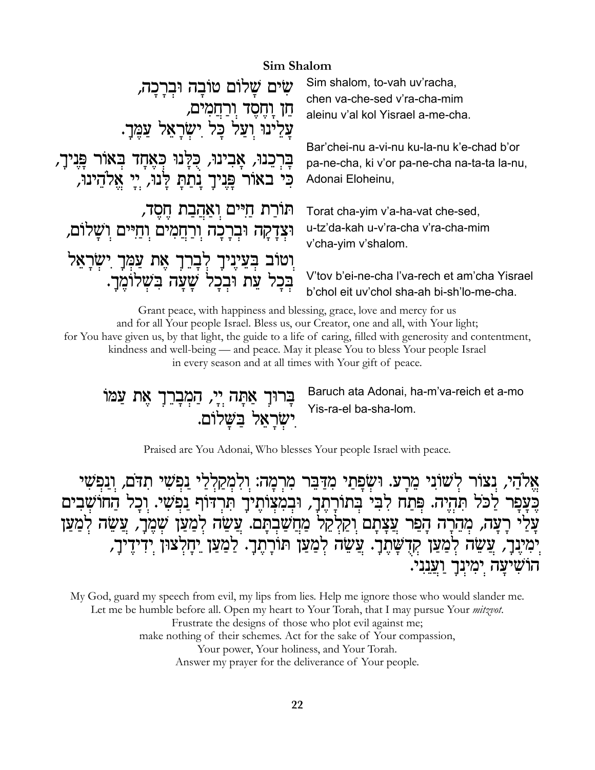## Sim Shalom

שִׂים שָׁלוֹם טוֹבָה וּבְרָכָה,
חֵן וָחֶסֶד וְרַחֲמִים,
עָלֵינוּ וְעַל כָּל יִשְׂרָאֵל עַמֶּךָ.

Sim shalom, to-vah uv'racha,
chen va-che-sed v'ra-cha-mim
aleinu v'al kol Yisrael a-me-cha.

בָּרְכֵנוּ, אָבִינוּ, כֻּלָּנוּ כְּאֶחָד בְּאוֹר פָּנֶיךָ,
כִּי בְאוֹר פָּנֶיךָ נָתַתָּ לָּנוּ, יְיָ אֱלֹהֵינוּ,

Bar'chei-nu a-vi-nu ku-la-nu k'e-chad b'or
pa-ne-cha, ki v'or pa-ne-cha na-ta-ta la-nu,
Adonai Eloheinu,

תּוֹרַת חַיִּים וְאַהֲבַת חֶסֶד,
וּצְדָקָה וּבְרָכָה וְרַחֲמִים וְחַיִּים וְשָׁלוֹם,

Torat cha-yim v'a-ha-vat che-sed,
u-tz'da-kah u-v'ra-cha v'ra-cha-mim
v'cha-yim v'shalom.

וְטוֹב בְּעֵינֶיךָ לְבָרֵךְ אֶת עַמְּךָ יִשְׂרָאֵל
בְּכָל עֵת וּבְכָל שָׁעָה בִּשְׁלוֹמֶךָ.

V'tov b'ei-ne-cha l'va-rech et am'cha Yisrael
b'chol eit uv'chol sha-ah bi-sh'lo-me-cha.

Grant peace, with happiness and blessing, grace, love and mercy for us
and for all Your people Israel. Bless us, our Creator, one and all, with Your light;
for You have given us, by that light, the guide to a life of caring, filled with generosity and contentment,
kindness and well-being — and peace. May it please You to bless Your people Israel
in every season and at all times with Your gift of peace.

בָּרוּךְ אַתָּה יְיָ, הַמְבָרֵךְ אֶת עַמּוֹ
יִשְׂרָאֵל בַּשָּׁלוֹם.

Baruch ata Adonai, ha-m'va-reich et a-mo
Yis-ra-el ba-sha-lom.

Praised are You Adonai, Who blesses Your people Israel with peace.

אֱלֹהַי, נְצוֹר לְשׁוֹנִי מֵרָע. וּשְׂפָתַי מִדַּבֵּר מִרְמָה: וְלִמְקַלְלַי נַפְשִׁי תִדֹּם, וְנַפְשִׁי כֶּעָפָר לַכֹּל תִּהְיֶה. פְּתַח לִבִּי בְּתוֹרָתֶךָ, וּבְמִצְוֹתֶיךָ תִּרְדּוֹף נַפְשִׁי. וְכָל הַחוֹשְׁבִים עָלַי רָעָה, מְהֵרָה הָפֵר עֲצָתָם וְקַלְקֵל מַחֲשַׁבְתָּם. עֲשֵׂה לְמַעַן שְׁמֶךָ, עֲשֵׂה לְמַעַן יְמִינֶךָ, עֲשֵׂה לְמַעַן קְדֻשָּׁתֶךָ. עֲשֵׂה לְמַעַן תּוֹרָתֶךָ. לְמַעַן יֵחָלְצוּן יְדִידֶיךָ, הוֹשִׁיעָה יְמִינְךָ וַעֲנֵנִי.

My God, guard my speech from evil, my lips from lies. Help me ignore those who would slander me.
Let me be humble before all. Open my heart to Your Torah, that I may pursue Your *mitzvot*.
Frustrate the designs of those who plot evil against me;
make nothing of their schemes. Act for the sake of Your compassion,
Your power, Your holiness, and Your Torah.
Answer my prayer for the deliverance of Your people.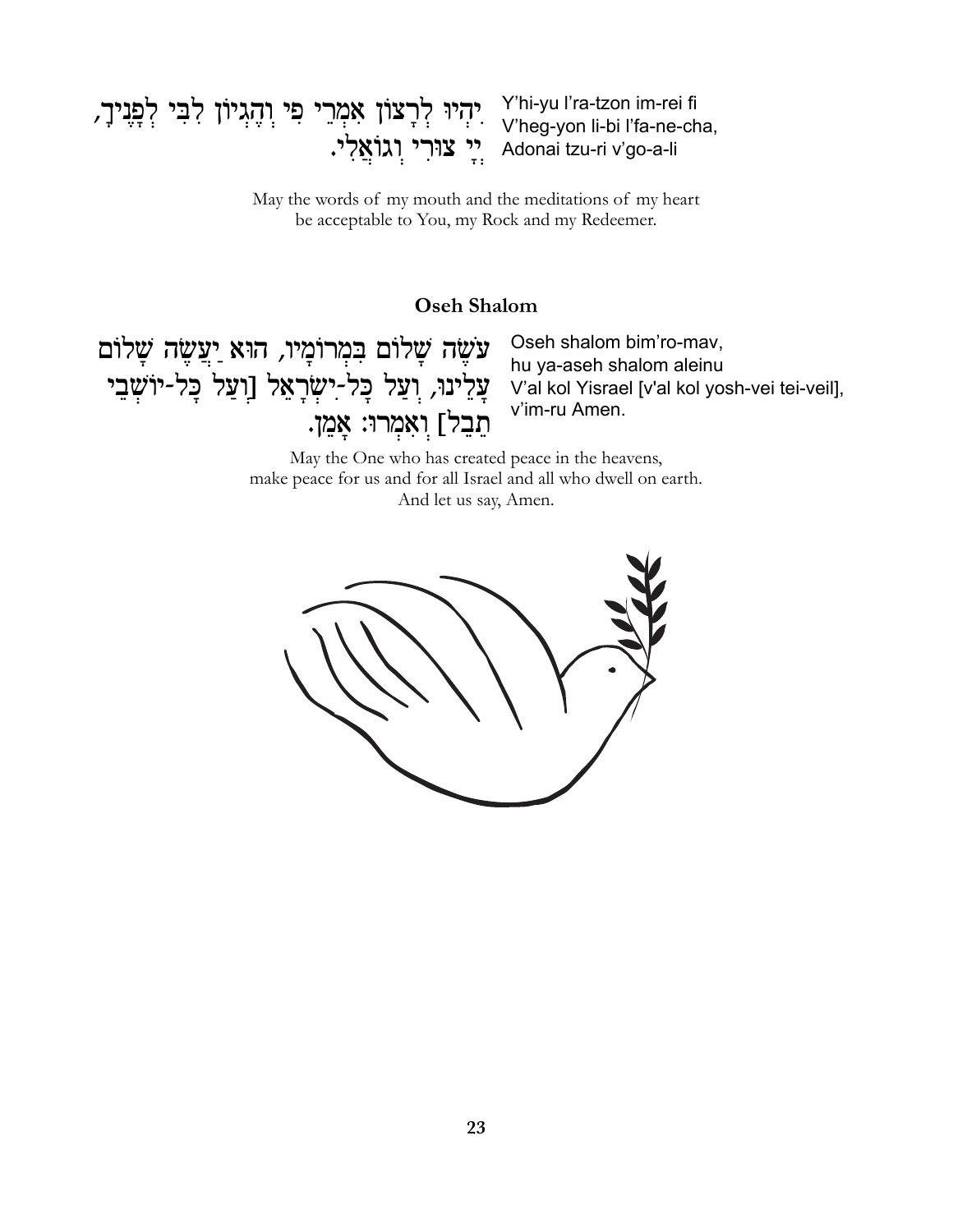יִהְיוּ לְרָצוֹן אִמְרֵי פִי וְהֶגְיוֹן לִבִּי לְפָנֶיךָ,
יְיָ צוּרִי וְגוֹאֲלִי.

Y'hi-yu l'ra-tzon im-rei fi
V'heg-yon li-bi l'fa-ne-cha,
Adonai tzu-ri v'go-a-li

May the words of my mouth and the meditations of my heart
be acceptable to You, my Rock and my Redeemer.

## Oseh Shalom

עֹשֶׂה שָׁלוֹם בִּמְרוֹמָיו, הוּא יַעֲשֶׂה שָׁלוֹם
עָלֵינוּ, וְעַל כָּל-יִשְׂרָאֵל [וְעַל כָּל-יוֹשְׁבֵי
תֵבֵל] וְאִמְרוּ: אָמֵן.

Oseh shalom bim'ro-mav,
hu ya-aseh shalom aleinu
V'al kol Yisrael [v'al kol yosh-vei tei-veil],
v'im-ru Amen.

May the One who has created peace in the heavens,
make peace for us and for all Israel and all who dwell on earth.
And let us say, Amen.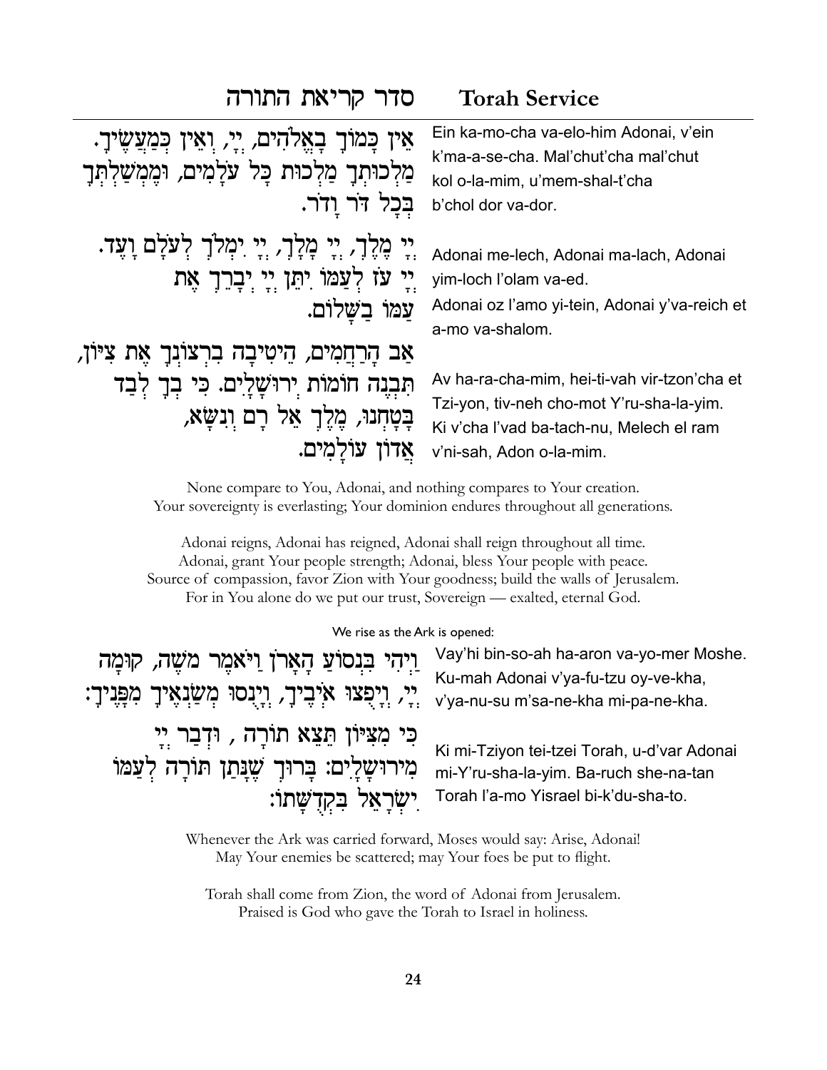# סדר קריאת התורה Torah Service

אֵין כָּמוֹךָ בָאֱלֹהִים, יְיָ, וְאֵין כְּמַעֲשֶׂיךָ. מַלְכוּתְךָ מַלְכוּת כָּל עֹלָמִים, וּמֶמְשַׁלְתְּךָ בְּכָל דֹּר וָדֹר.

Ein ka-mo-cha va-elo-him Adonai, v'ein k'ma-a-se-cha. Mal'chut'cha mal'chut kol o-la-mim, u'mem-shal-t'cha b'chol dor va-dor.

יְיָ מֶלֶךְ, יְיָ מָלָךְ, יְיָ יִמְלֹךְ לְעֹלָם וָעֶד. יְיָ עֹז לְעַמּוֹ יִתֵּן יְיָ יְבָרֵךְ אֶת עַמּוֹ בַשָּׁלוֹם.

Adonai me-lech, Adonai ma-lach, Adonai yim-loch l'olam va-ed.
Adonai oz l'amo yi-tein, Adonai y'va-reich et a-mo va-shalom.

אַב הָרַחֲמִים, הֵיטִיבָה בִרְצוֹנְךָ אֶת צִיּוֹן, תִּבְנֶה חוֹמוֹת יְרוּשָׁלָיִם. כִּי בְךָ לְבַד בָּטָחְנוּ, מֶלֶךְ אֵל רָם וְנִשָּׂא, אֲדוֹן עוֹלָמִים.

Av ha-ra-cha-mim, hei-ti-vah vir-tzon'cha et Tzi-yon, tiv-neh cho-mot Y'ru-sha-la-yim. Ki v'cha l'vad ba-tach-nu, Melech el ram v'ni-sah, Adon o-la-mim.

None compare to You, Adonai, and nothing compares to Your creation.
Your sovereignty is everlasting; Your dominion endures throughout all generations.

Adonai reigns, Adonai has reigned, Adonai shall reign throughout all time.
Adonai, grant Your people strength; Adonai, bless Your people with peace.
Source of compassion, favor Zion with Your goodness; build the walls of Jerusalem.
For in You alone do we put our trust, Sovereign — exalted, eternal God.

We rise as the Ark is opened:

וַיְהִי בִּנְסֹעַ הָאָרֹן וַיֹּאמֶר מֹשֶׁה, קוּמָה יְיָ, וְיָפֻצוּ אֹיְבֶיךָ, וְיָנֻסוּ מְשַׂנְאֶיךָ מִפָּנֶיךָ:

Vay'hi bin-so-ah ha-aron va-yo-mer Moshe. Ku-mah Adonai v'ya-fu-tzu oy-ve-kha, v'ya-nu-su m'sa-ne-kha mi-pa-ne-kha.

כִּי מִצִּיּוֹן תֵּצֵא תוֹרָה , וּדְבַר יְיָ מִירוּשָׁלָיִם: בָּרוּךְ שֶׁנָּתַן תּוֹרָה לְעַמּוֹ יִשְׂרָאֵל בִּקְדֻשָּׁתוֹ:

Ki mi-Tziyon tei-tzei Torah, u-d'var Adonai mi-Y'ru-sha-la-yim. Ba-ruch she-na-tan Torah l'a-mo Yisrael bi-k'du-sha-to.

Whenever the Ark was carried forward, Moses would say: Arise, Adonai!
May Your enemies be scattered; may Your foes be put to flight.

Torah shall come from Zion, the word of Adonai from Jerusalem.
Praised is God who gave the Torah to Israel in holiness.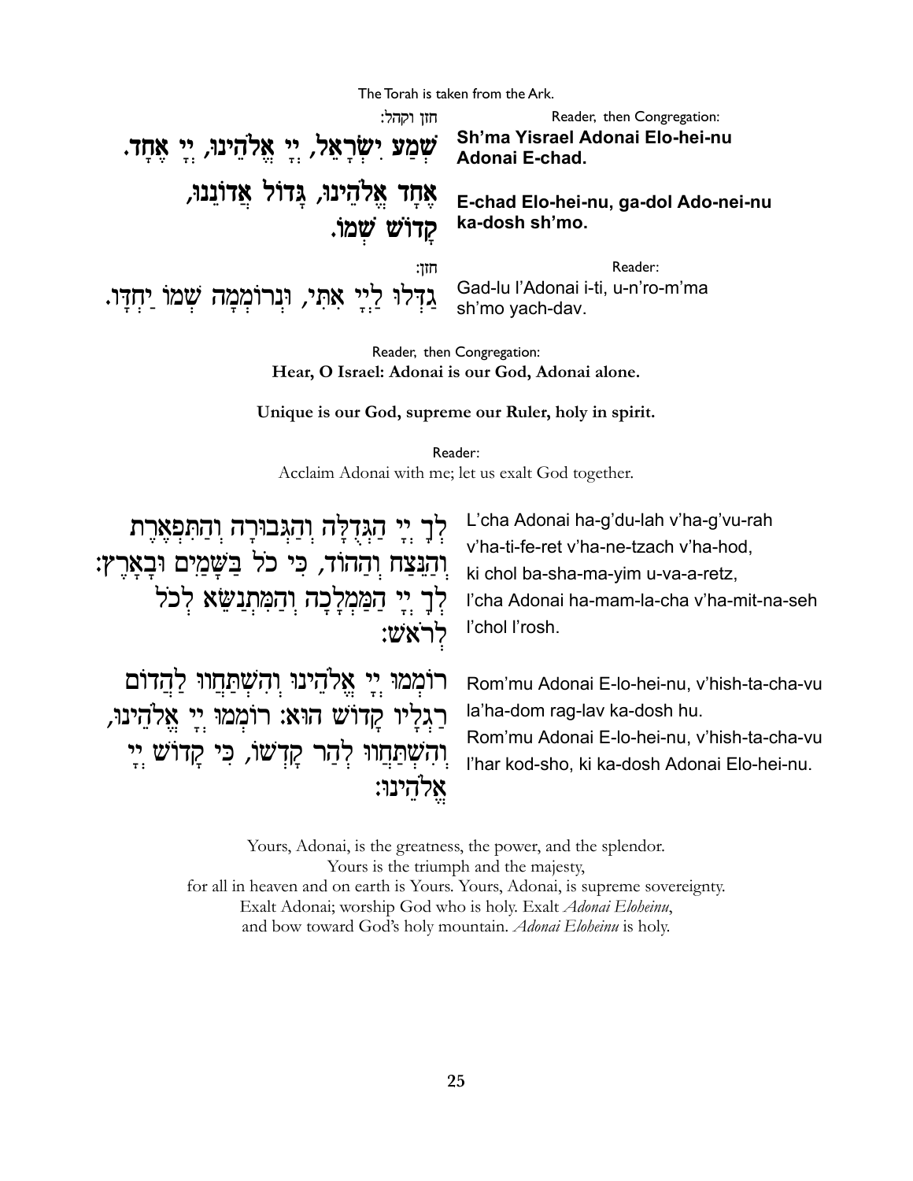The Torah is taken from the Ark.

חזן וקהל:

שְׁמַע יִשְׂרָאֵל, יְיָ אֱלֹהֵינוּ, יְיָ אֶחָד.

Reader, then Congregation:

**Sh'ma Yisrael Adonai Elo-hei-nu Adonai E-chad.**

אֶחָד אֱלֹהֵינוּ, גָּדוֹל אֲדוֹנֵנוּ, קָדוֹשׁ שְׁמוֹ.

**E-chad Elo-hei-nu, ga-dol Ado-nei-nu ka-dosh sh'mo.**

חזן:

גַּדְּלוּ לַייָ אִתִּי, וּנְרוֹמְמָה שְׁמוֹ יַחְדָּו.

Reader:

Gad-lu l'Adonai i-ti, u-n'ro-m'ma sh'mo yach-dav.

Reader, then Congregation:

**Hear, O Israel: Adonai is our God, Adonai alone.**

**Unique is our God, supreme our Ruler, holy in spirit.**

Reader:

Acclaim Adonai with me; let us exalt God together.

לְךָ יְיָ הַגְּדֻלָּה וְהַגְּבוּרָה וְהַתִּפְאֶרֶת וְהַנֵּצַח וְהַהוֹד, כִּי כֹל בַּשָּׁמַיִם וּבָאָרֶץ: לְךָ יְיָ הַמַּמְלָכָה וְהַמִּתְנַשֵּׂא לְכֹל לְרֹאשׁ:

L'cha Adonai ha-g'du-lah v'ha-g'vu-rah v'ha-ti-fe-ret v'ha-ne-tzach v'ha-hod, ki chol ba-sha-ma-yim u-va-a-retz, l'cha Adonai ha-mam-la-cha v'ha-mit-na-seh l'chol l'rosh.

רוֹמְמוּ יְיָ אֱלֹהֵינוּ וְהִשְׁתַּחֲווּ לַהֲדוֹם רַגְלָיו קָדוֹשׁ הוּא: רוֹמְמוּ יְיָ אֱלֹהֵינוּ, וְהִשְׁתַּחֲווּ לְהַר קָדְשׁוֹ, כִּי קָדוֹשׁ יְיָ אֱלֹהֵינוּ:

Rom'mu Adonai E-lo-hei-nu, v'hish-ta-cha-vu la'ha-dom rag-lav ka-dosh hu.
Rom'mu Adonai E-lo-hei-nu, v'hish-ta-cha-vu l'har kod-sho, ki ka-dosh Adonai Elo-hei-nu.

Yours, Adonai, is the greatness, the power, and the splendor.
Yours is the triumph and the majesty,
for all in heaven and on earth is Yours. Yours, Adonai, is supreme sovereignty.
Exalt Adonai; worship God who is holy. Exalt *Adonai Eloheinu*,
and bow toward God's holy mountain. *Adonai Eloheinu* is holy.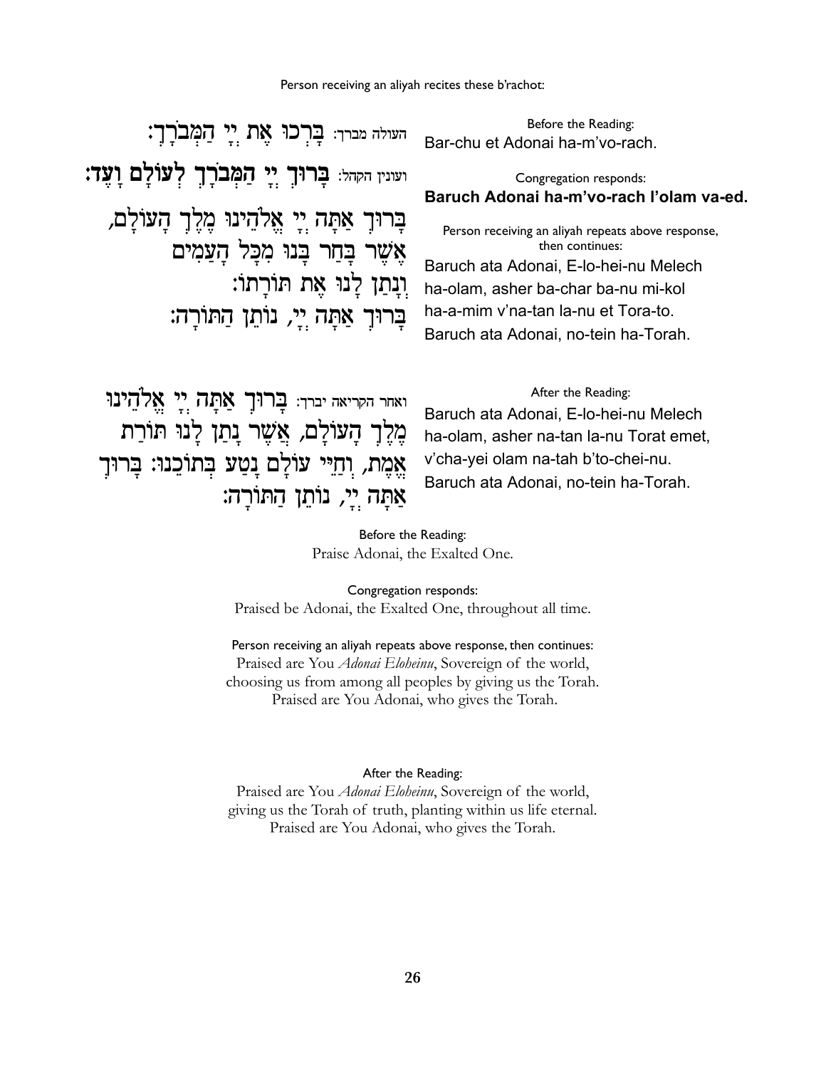Person receiving an aliyah recites these b'rachot:

העולה מברך: בָּרְכוּ אֶת יְיָ הַמְבֹרָךְ:

Before the Reading:
Bar-chu et Adonai ha-m'vo-rach.

ועונין הקהל: **בָּרוּךְ יְיָ הַמְבֹרָךְ לְעוֹלָם וָעֶד:**

Congregation responds:
**Baruch Adonai ha-m'vo-rach l'olam va-ed.**

בָּרוּךְ אַתָּה יְיָ אֱלֹהֵינוּ מֶלֶךְ הָעוֹלָם,
אֲשֶׁר בָּחַר בָּנוּ מִכָּל הָעַמִּים
וְנָתַן לָנוּ אֶת תּוֹרָתוֹ:
בָּרוּךְ אַתָּה יְיָ, נוֹתֵן הַתּוֹרָה:

Person receiving an aliyah repeats above response, then continues:
Baruch ata Adonai, E-lo-hei-nu Melech ha-olam, asher ba-char ba-nu mi-kol ha-a-mim v'na-tan la-nu et Tora-to.
Baruch ata Adonai, no-tein ha-Torah.

ואחר הקריאה יברך: בָּרוּךְ אַתָּה יְיָ אֱלֹהֵינוּ מֶלֶךְ הָעוֹלָם, אֲשֶׁר נָתַן לָנוּ תּוֹרַת אֱמֶת, וְחַיֵּי עוֹלָם נָטַע בְּתוֹכֵנוּ: בָּרוּךְ אַתָּה יְיָ, נוֹתֵן הַתּוֹרָה:

After the Reading:
Baruch ata Adonai, E-lo-hei-nu Melech ha-olam, asher na-tan la-nu Torat emet, v'cha-yei olam na-tah b'to-chei-nu.
Baruch ata Adonai, no-tein ha-Torah.

Before the Reading:
Praise Adonai, the Exalted One.

Congregation responds:
Praised be Adonai, the Exalted One, throughout all time.

Person receiving an aliyah repeats above response, then continues:
Praised are You *Adonai Eloheinu*, Sovereign of the world,
choosing us from among all peoples by giving us the Torah.
Praised are You Adonai, who gives the Torah.

After the Reading:
Praised are You *Adonai Eloheinu*, Sovereign of the world,
giving us the Torah of truth, planting within us life eternal.
Praised are You Adonai, who gives the Torah.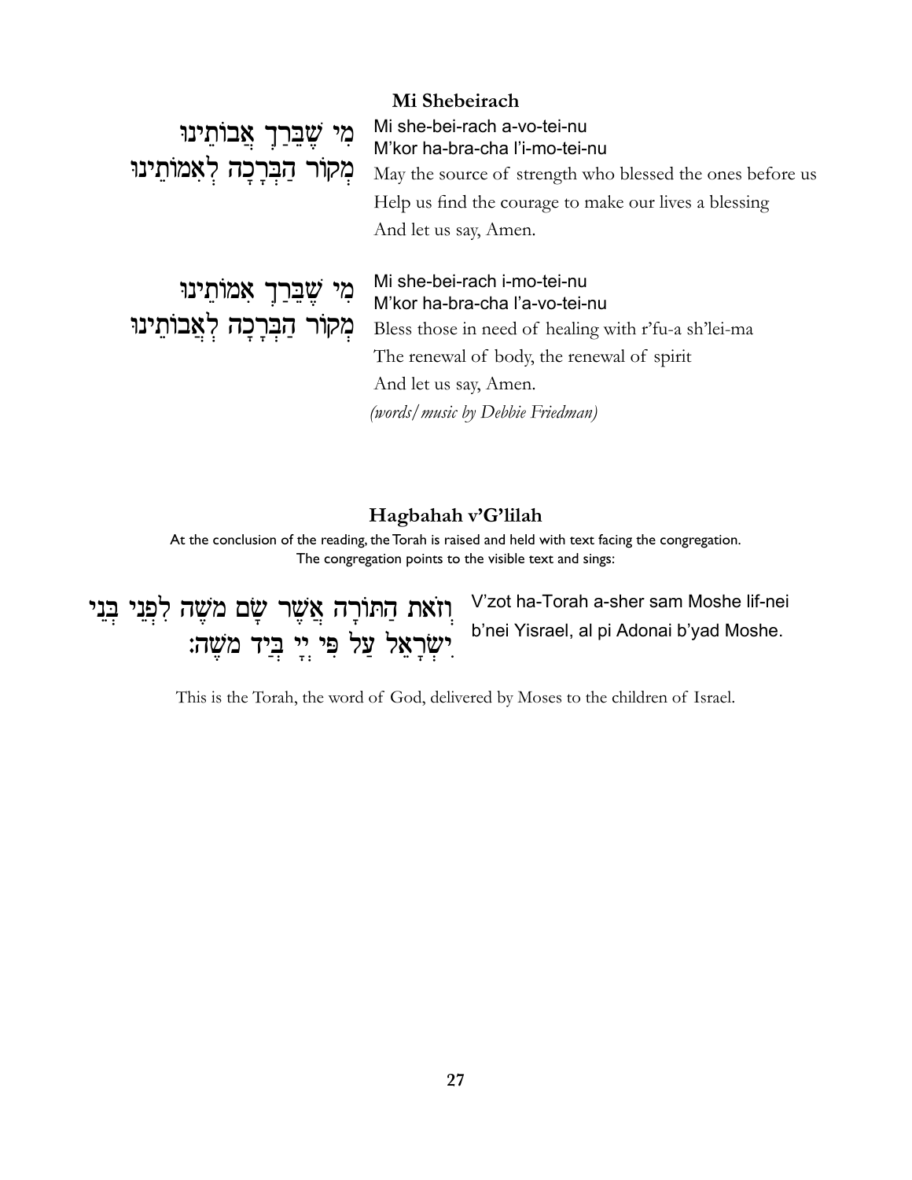## Mi Shebeirach

מִי שֶׁבֵּרַךְ אֲבוֹתֵינוּ
מְקוֹר הַבְּרָכָה לְאִמוֹתֵינוּ

Mi she-bei-rach a-vo-tei-nu
M'kor ha-bra-cha l'i-mo-tei-nu
May the source of strength who blessed the ones before us
Help us find the courage to make our lives a blessing
And let us say, Amen.

מִי שֶׁבֵּרַךְ אִמוֹתֵינוּ
מְקוֹר הַבְּרָכָה לְאֲבוֹתֵינוּ

Mi she-bei-rach i-mo-tei-nu
M'kor ha-bra-cha l'a-vo-tei-nu
Bless those in need of healing with r'fu-a sh'lei-ma
The renewal of body, the renewal of spirit
And let us say, Amen.

*(words/music by Debbie Friedman)*

## Hagbahah v'G'lilah

At the conclusion of the reading, the Torah is raised and held with text facing the congregation.
The congregation points to the visible text and sings:

וְזֹאת הַתּוֹרָה אֲשֶׁר שָׂם מֹשֶׁה לִפְנֵי בְּנֵי
יִשְׂרָאֵל עַל פִּי יְיָ בְּיַד מֹשֶׁה:

V'zot ha-Torah a-sher sam Moshe lif-nei
b'nei Yisrael, al pi Adonai b'yad Moshe.

This is the Torah, the word of God, delivered by Moses to the children of Israel.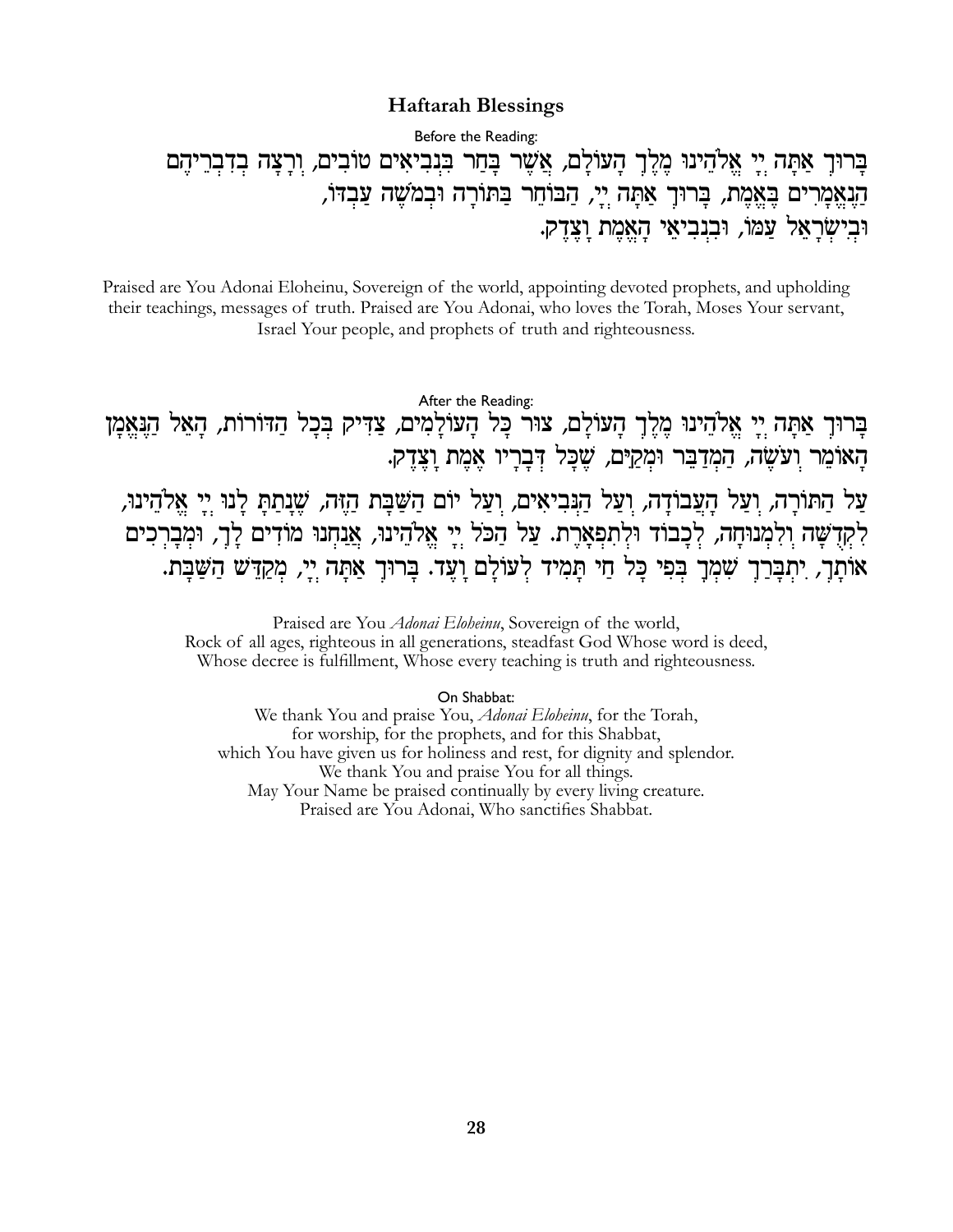## Haftarah Blessings

Before the Reading:

בָּרוּךְ אַתָּה יְיָ אֱלֹהֵינוּ מֶלֶךְ הָעוֹלָם, אֲשֶׁר בָּחַר בִּנְבִיאִים טוֹבִים, וְרָצָה בְדִבְרֵיהֶם הַנֶּאֱמָרִים בֶּאֱמֶת, בָּרוּךְ אַתָּה יְיָ, הַבּוֹחֵר בַּתּוֹרָה וּבְמֹשֶׁה עַבְדּוֹ, וּבְיִשְׂרָאֵל עַמּוֹ, וּבִנְבִיאֵי הָאֱמֶת וָצֶדֶק.

Praised are You Adonai Eloheinu, Sovereign of the world, appointing devoted prophets, and upholding their teachings, messages of truth. Praised are You Adonai, who loves the Torah, Moses Your servant, Israel Your people, and prophets of truth and righteousness.

After the Reading:

בָּרוּךְ אַתָּה יְיָ אֱלֹהֵינוּ מֶלֶךְ הָעוֹלָם, צוּר כָּל הָעוֹלָמִים, צַדִּיק בְּכָל הַדּוֹרוֹת, הָאֵל הַנֶּאֱמָן הָאוֹמֵר וְעֹשֶׂה, הַמְדַבֵּר וּמְקַיֵּם, שֶׁכָּל דְּבָרָיו אֱמֶת וָצֶדֶק.

עַל הַתּוֹרָה, וְעַל הָעֲבוֹדָה, וְעַל הַנְּבִיאִים, וְעַל יוֹם הַשַּׁבָּת הַזֶּה, שֶׁנָּתַתָּ לָּנוּ יְיָ אֱלֹהֵינוּ, לִקְדֻשָּׁה וְלִמְנוּחָה, לְכָבוֹד וּלְתִפְאָרֶת. עַל הַכֹּל יְיָ אֱלֹהֵינוּ, אֲנַחְנוּ מוֹדִים לָךְ, וּמְבָרְכִים אוֹתָךְ, יִתְבָּרַךְ שִׁמְךָ בְּפִי כָּל חַי תָּמִיד לְעוֹלָם וָעֶד. בָּרוּךְ אַתָּה יְיָ, מְקַדֵּשׁ הַשַּׁבָּת.

Praised are You *Adonai Eloheinu*, Sovereign of the world,
Rock of all ages, righteous in all generations, steadfast God Whose word is deed,
Whose decree is fulfillment, Whose every teaching is truth and righteousness.

On Shabbat:

We thank You and praise You, *Adonai Eloheinu*, for the Torah,
for worship, for the prophets, and for this Shabbat,
which You have given us for holiness and rest, for dignity and splendor.
We thank You and praise You for all things.
May Your Name be praised continually by every living creature.
Praised are You Adonai, Who sanctifies Shabbat.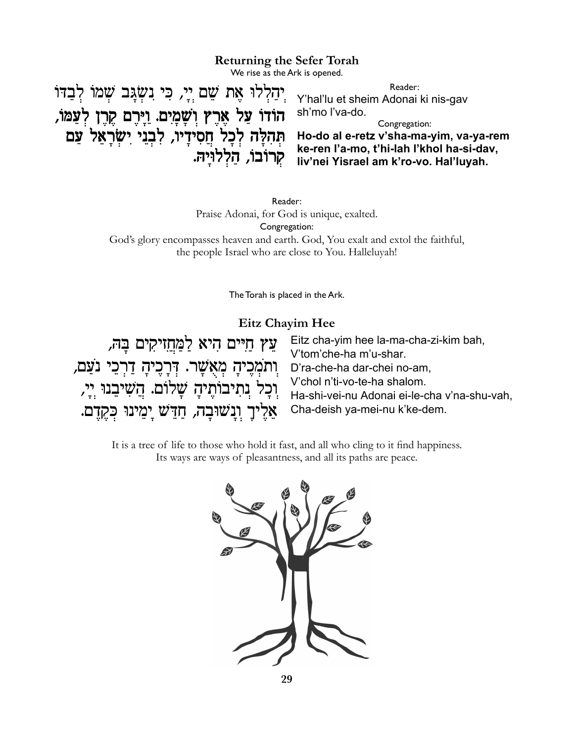## Returning the Sefer Torah

We rise as the Ark is opened.

יְהַלְלוּ אֶת שֵׁם יְיָ, כִּי נִשְׂגָּב שְׁמוֹ לְבַדּוֹ
**הוֹדוֹ עַל אֶרֶץ וְשָׁמָיִם. וַיָּרֶם קֶרֶן לְעַמּוֹ,**
**תְּהִלָּה לְכָל חֲסִידָיו, לִבְנֵי יִשְׂרָאֵל עַם**
**קְרוֹבוֹ, הַלְלוּיָהּ.**

Reader:
Y'hal'lu et sheim Adonai ki nis-gav sh'mo l'va-do.

Congregation:
**Ho-do al e-retz v'sha-ma-yim, va-ya-rem ke-ren l'a-mo, t'hi-lah l'khol ha-si-dav, liv'nei Yisrael am k'ro-vo. Hal'luyah.**

Reader:
Praise Adonai, for God is unique, exalted.

Congregation:
God's glory encompasses heaven and earth. God, You exalt and extol the faithful, the people Israel who are close to You. Halleluyah!

The Torah is placed in the Ark.

## Eitz Chayim Hee

עֵץ חַיִּים הִיא לַמַּחֲזִיקִים בָּהּ,
וְתֹמְכֶיהָ מְאֻשָּׁר. דְּרָכֶיהָ דַרְכֵי נֹעַם,
וְכָל נְתִיבוֹתֶיהָ שָׁלוֹם. הֲשִׁיבֵנוּ יְיָ,
אֵלֶיךָ וְנָשׁוּבָה, חַדֵּשׁ יָמֵינוּ כְּקֶדֶם.

Eitz cha-yim hee la-ma-cha-zi-kim bah,
V'tom'che-ha m'u-shar.
D'ra-che-ha dar-chei no-am,
V'chol n'ti-vo-te-ha shalom.
Ha-shi-vei-nu Adonai ei-le-cha v'na-shu-vah,
Cha-deish ya-mei-nu k'ke-dem.

It is a tree of life to those who hold it fast, and all who cling to it find happiness.
Its ways are ways of pleasantness, and all its paths are peace.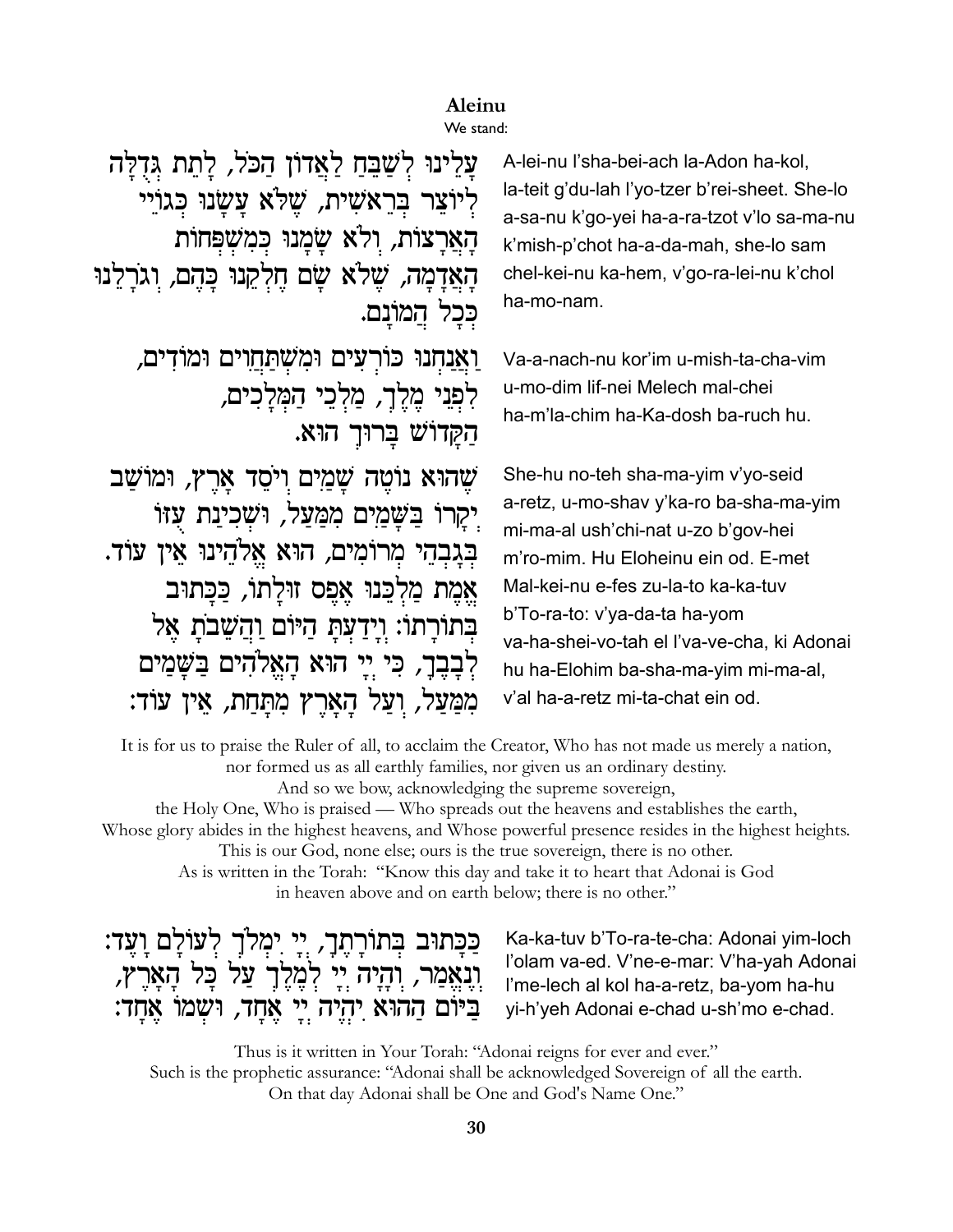## Aleinu

We stand:

עָלֵינוּ לְשַׁבֵּחַ לַאֲדוֹן הַכֹּל, לָתֵת גְּדֻלָּה לְיוֹצֵר בְּרֵאשִׁית, שֶׁלֹּא עָשָׂנוּ כְּגוֹיֵי הָאֲרָצוֹת, וְלֹא שָׂמָנוּ כְּמִשְׁפְּחוֹת הָאֲדָמָה, שֶׁלֹּא שָׂם חֶלְקֵנוּ כָּהֶם, וְגֹרָלֵנוּ כְּכָל הֲמוֹנָם.

A-lei-nu l'sha-bei-ach la-Adon ha-kol, la-teit g'du-lah l'yo-tzer b'rei-sheet. She-lo a-sa-nu k'go-yei ha-a-ra-tzot v'lo sa-ma-nu k'mish-p'chot ha-a-da-mah, she-lo sam chel-kei-nu ka-hem, v'go-ra-lei-nu k'chol ha-mo-nam.

וַאֲנַחְנוּ כּוֹרְעִים וּמִשְׁתַּחֲוִים וּמוֹדִים, לִפְנֵי מֶלֶךְ, מַלְכֵי הַמְּלָכִים, הַקָּדוֹשׁ בָּרוּךְ הוּא.

Va-a-nach-nu kor'im u-mish-ta-cha-vim u-mo-dim lif-nei Melech mal-chei ha-m'la-chim ha-Ka-dosh ba-ruch hu.

שֶׁהוּא נוֹטֶה שָׁמַיִם וְיֹסֵד אָרֶץ, וּמוֹשַׁב יְקָרוֹ בַּשָּׁמַיִם מִמַּעַל, וּשְׁכִינַת עֻזּוֹ בְּגָבְהֵי מְרוֹמִים, הוּא אֱלֹהֵינוּ אֵין עוֹד. אֱמֶת מַלְכֵּנוּ אֶפֶס זוּלָתוֹ, כַּכָּתוּב בְּתוֹרָתוֹ: וְיָדַעְתָּ הַיּוֹם וַהֲשֵׁבֹתָ אֶל לְבָבֶךָ, כִּי יְיָ הוּא הָאֱלֹהִים בַּשָּׁמַיִם מִמַּעַל, וְעַל הָאָרֶץ מִתָּחַת, אֵין עוֹד:

She-hu no-teh sha-ma-yim v'yo-seid a-retz, u-mo-shav y'ka-ro ba-sha-ma-yim mi-ma-al ush'chi-nat u-zo b'gov-hei m'ro-mim. Hu Eloheinu ein od. E-met Mal-kei-nu e-fes zu-la-to ka-ka-tuv b'To-ra-to: v'ya-da-ta ha-yom va-ha-shei-vo-tah el l'va-ve-cha, ki Adonai hu ha-Elohim ba-sha-ma-yim mi-ma-al, v'al ha-a-retz mi-ta-chat ein od.

It is for us to praise the Ruler of all, to acclaim the Creator, Who has not made us merely a nation, nor formed us as all earthly families, nor given us an ordinary destiny.
And so we bow, acknowledging the supreme sovereign, the Holy One, Who is praised — Who spreads out the heavens and establishes the earth, Whose glory abides in the highest heavens, and Whose powerful presence resides in the highest heights.
This is our God, none else; ours is the true sovereign, there is no other.
As is written in the Torah: "Know this day and take it to heart that Adonai is God in heaven above and on earth below; there is no other."

כַּכָּתוּב בְּתוֹרָתֶךָ, יְיָ יִמְלֹךְ לְעוֹלָם וָעֶד: וְנֶאֱמַר, וְהָיָה יְיָ לְמֶלֶךְ עַל כָּל הָאָרֶץ, בַּיּוֹם הַהוּא יִהְיֶה יְיָ אֶחָד, וּשְׁמוֹ אֶחָד:

Ka-ka-tuv b'To-ra-te-cha: Adonai yim-loch l'olam va-ed. V'ne-e-mar: V'ha-yah Adonai l'me-lech al kol ha-a-retz, ba-yom ha-hu yi-h'yeh Adonai e-chad u-sh'mo e-chad.

Thus is it written in Your Torah: "Adonai reigns for ever and ever."
Such is the prophetic assurance: "Adonai shall be acknowledged Sovereign of all the earth.
On that day Adonai shall be One and God's Name One."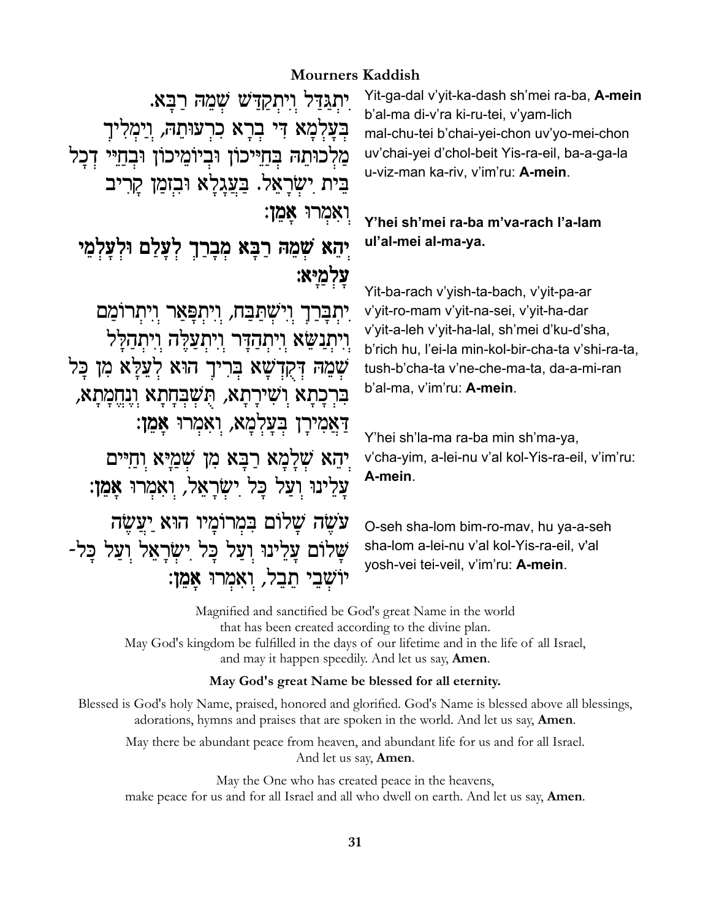## Mourners Kaddish

יִתְגַּדַּל וְיִתְקַדַּשׁ שְׁמֵהּ רַבָּא. בְּעָלְמָא דִּי בְרָא כִרְעוּתֵהּ, וְיַמְלִיךְ מַלְכוּתֵהּ בְּחַיֵּיכוֹן וּבְיוֹמֵיכוֹן וּבְחַיֵּי דְכָל בֵּית יִשְׂרָאֵל. בַּעֲגָלָא וּבִזְמַן קָרִיב וְאִמְרוּ **אָמֵן:**

Yit-ga-dal v'yit-ka-dash sh'mei ra-ba, **A-mein** b'al-ma di-v'ra ki-ru-tei, v'yam-lich mal-chu-tei b'chai-yei-chon uv'yo-mei-chon uv'chai-yei d'chol-beit Yis-ra-eil, ba-a-ga-la u-viz-man ka-riv, v'im'ru: **A-mein**.

**יְהֵא שְׁמֵהּ רַבָּא מְבָרַךְ לְעָלַם וּלְעָלְמֵי עָלְמַיָּא:**

**Y'hei sh'mei ra-ba m'va-rach l'a-lam ul'al-mei al-ma-ya.**

יִתְבָּרַךְ וְיִשְׁתַּבַּח, וְיִתְפָּאַר וְיִתְרוֹמַם וְיִתְנַשֵּׂא וְיִתְהַדָּר וְיִתְעַלֶּה וְיִתְהַלָּל שְׁמֵהּ דְּקֻדְשָׁא בְּרִיךְ הוּא לְעֵלָּא מִן כָּל בִּרְכָתָא וְשִׁירָתָא, תֻּשְׁבְּחָתָא וְנֶחֱמָתָא, דַּאֲמִירָן בְּעָלְמָא, וְאִמְרוּ אָמֵן:

Yit-ba-rach v'yish-ta-bach, v'yit-pa-ar v'yit-ro-mam v'yit-na-sei, v'yit-ha-dar v'yit-a-leh v'yit-ha-lal, sh'mei d'ku-d'sha, b'rich hu, l'ei-la min-kol-bir-cha-ta v'shi-ra-ta, tush-b'cha-ta v'ne-che-ma-ta, da-a-mi-ran b'al-ma, v'im'ru: **A-mein**.

יְהֵא שְׁלָמָא רַבָּא מִן שְׁמַיָּא וְחַיִּים עָלֵינוּ וְעַל כָּל יִשְׂרָאֵל, וְאִמְרוּ **אָמֵן:**

Y'hei sh'la-ma ra-ba min sh'ma-ya, v'cha-yim, a-lei-nu v'al kol-Yis-ra-eil, v'im'ru: **A-mein**.

עֹשֶׂה שָׁלוֹם בִּמְרוֹמָיו הוּא יַעֲשֶׂה שָׁלוֹם עָלֵינוּ וְעַל כָּל יִשְׂרָאֵל וְעַל כָּל-יוֹשְׁבֵי תֵבֵל, וְאִמְרוּ **אָמֵן:**

O-seh sha-lom bim-ro-mav, hu ya-a-seh sha-lom a-lei-nu v'al kol-Yis-ra-eil, v'al yosh-vei tei-veil, v'im'ru: **A-mein**.

Magnified and sanctified be God's great Name in the world
that has been created according to the divine plan.
May God's kingdom be fulfilled in the days of our lifetime and in the life of all Israel,
and may it happen speedily. And let us say, **Amen**.

**May God's great Name be blessed for all eternity.**

Blessed is God's holy Name, praised, honored and glorified. God's Name is blessed above all blessings, adorations, hymns and praises that are spoken in the world. And let us say, **Amen**.

May there be abundant peace from heaven, and abundant life for us and for all Israel.
And let us say, **Amen**.

May the One who has created peace in the heavens,
make peace for us and for all Israel and all who dwell on earth. And let us say, **Amen**.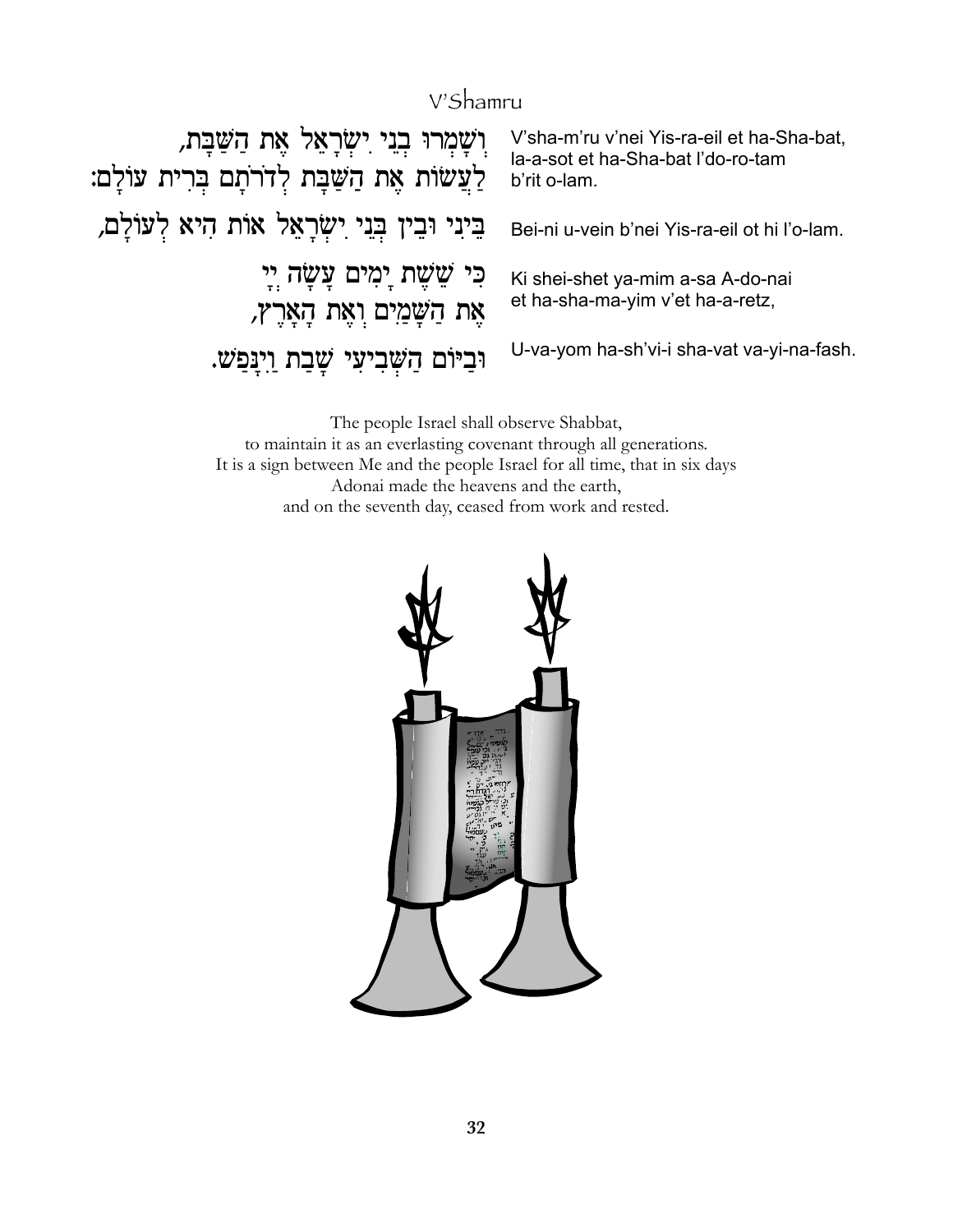# V'Shamru

| | |
|---|---|
| וְשָׁמְרוּ בְנֵי יִשְׂרָאֵל אֶת הַשַּׁבָּת, לַעֲשׂוֹת אֶת הַשַּׁבָּת לְדֹרֹתָם בְּרִית עוֹלָם: | V'sha-m'ru v'nei Yis-ra-eil et ha-Sha-bat, la-a-sot et ha-Sha-bat l'do-ro-tam b'rit o-lam. |
| בֵּינִי וּבֵין בְּנֵי יִשְׂרָאֵל אוֹת הִיא לְעוֹלָם, | Bei-ni u-vein b'nei Yis-ra-eil ot hi l'o-lam. |
| כִּי שֵׁשֶׁת יָמִים עָשָׂה יְיָ אֶת הַשָּׁמַיִם וְאֶת הָאָרֶץ, | Ki shei-shet ya-mim a-sa A-do-nai et ha-sha-ma-yim v'et ha-a-retz, |
| וּבַיּוֹם הַשְּׁבִיעִי שָׁבַת וַיִּנָּפַשׁ. | U-va-yom ha-sh'vi-i sha-vat va-yi-na-fash. |

The people Israel shall observe Shabbat,
to maintain it as an everlasting covenant through all generations.
It is a sign between Me and the people Israel for all time, that in six days
Adonai made the heavens and the earth,
and on the seventh day, ceased from work and rested.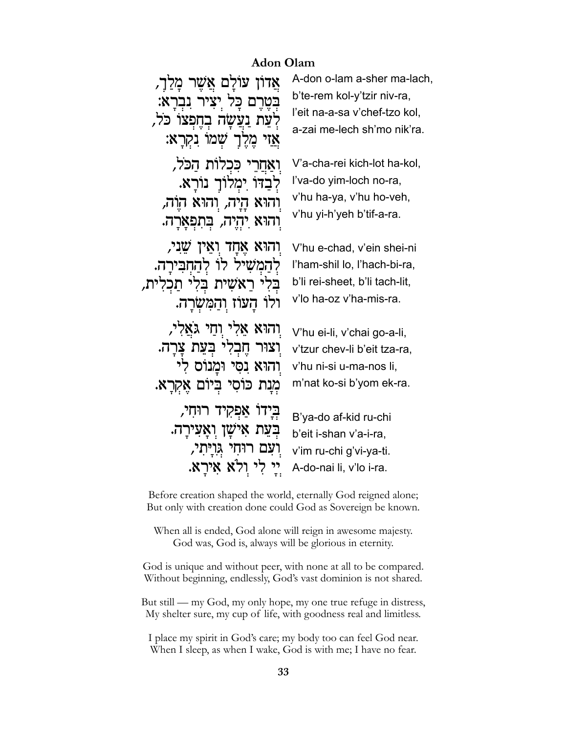## Adon Olam

אֲדוֹן עוֹלָם אֲשֶׁר מָלַךְ,
בְּטֶרֶם כָּל יְצִיר נִבְרָא:
לְעֵת נַעֲשָׂה בְחֶפְצוֹ כֹּל,
אֲזַי מֶלֶךְ שְׁמוֹ נִקְרָא:

A-don o-lam a-sher ma-lach,
b'te-rem kol-y'tzir niv-ra,
l'eit na-a-sa v'chef-tzo kol,
a-zai me-lech sh'mo nik'ra.

וְאַחֲרֵי כִּכְלוֹת הַכֹּל,
לְבַדּוֹ יִמְלוֹךְ נוֹרָא.
וְהוּא הָיָה, וְהוּא הֹוֶה,
וְהוּא יִהְיֶה, בְּתִפְאָרָה.

V'a-cha-rei kich-lot ha-kol,
l'va-do yim-loch no-ra,
v'hu ha-ya, v'hu ho-veh,
v'hu yi-h'yeh b'tif-a-ra.

וְהוּא אֶחָד וְאֵין שֵׁנִי,
לְהַמְשִׁיל לוֹ לְהַחְבִּירָה.
בְּלִי רֵאשִׁית בְּלִי תַכְלִית,
ולוֹ הָעוֹז וְהַמִּשְׂרָה.

V'hu e-chad, v'ein shei-ni
l'ham-shil lo, l'hach-bi-ra,
b'li rei-sheet, b'li tach-lit,
v'lo ha-oz v'ha-mis-ra.

וְהוּא אֵלִי וְחַי גֹּאֲלִי,
וְצוּר חֶבְלִי בְּעֵת צָרָה.
וְהוּא נִסִּי וּמָנוֹס לִי
מְנָת כּוֹסִי בְּיוֹם אֶקְרָא.

V'hu ei-li, v'chai go-a-li,
v'tzur chev-li b'eit tza-ra,
v'hu ni-si u-ma-nos li,
m'nat ko-si b'yom ek-ra.

בְּיָדוֹ אַפְקִיד רוּחִי,
בְּעֵת אִישַׁן וְאָעִירָה.
וְעִם רוּחִי גְּוִיָּתִי,
יְיָ לִי וְלֹא אִירָא.

B'ya-do af-kid ru-chi
b'eit i-shan v'a-i-ra,
v'im ru-chi g'vi-ya-ti.
A-do-nai li, v'lo i-ra.

Before creation shaped the world, eternally God reigned alone;
But only with creation done could God as Sovereign be known.

When all is ended, God alone will reign in awesome majesty.
God was, God is, always will be glorious in eternity.

God is unique and without peer, with none at all to be compared.
Without beginning, endlessly, God's vast dominion is not shared.

But still — my God, my only hope, my one true refuge in distress,
My shelter sure, my cup of life, with goodness real and limitless.

I place my spirit in God's care; my body too can feel God near.
When I sleep, as when I wake, God is with me; I have no fear.